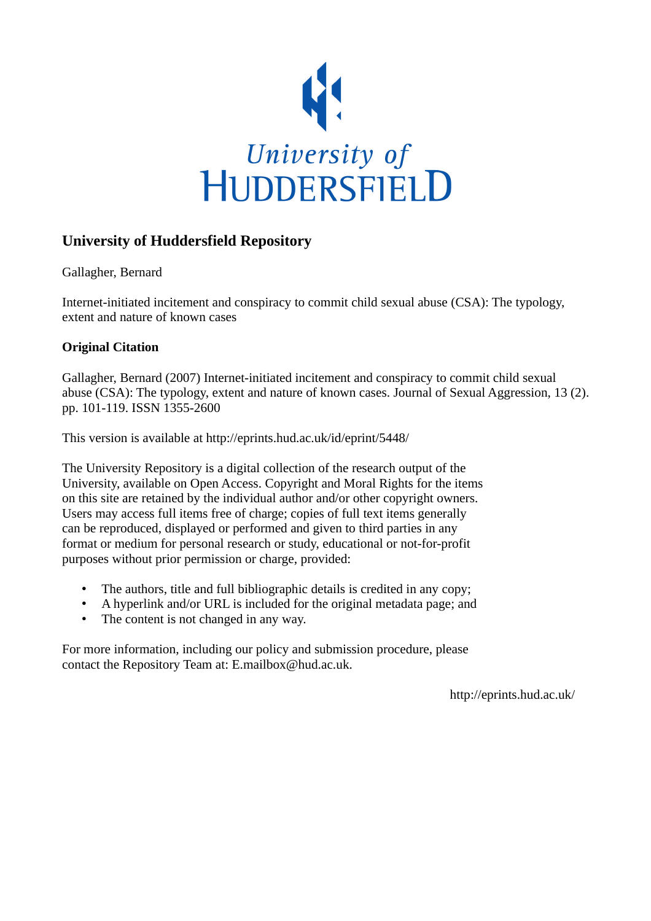University of HUDDERSFIELD

## University of Huddersfield Repository

Gallagher, Bernard

Internet-initiated incitement and conspiracy to commit child sexual abuse (CSA): The typology, extent and nature of known cases

### Original Citation

Gallagher, Bernard (2007) Internet-initiated incitement and conspiracy to commit child sexual abuse (CSA): The typology, extent and nature of known cases. Journal of Sexual Aggression, 13 (2). pp. 101-119. ISSN 1355-2600

This version is available at http://eprints.hud.ac.uk/id/eprint/5448/

The University Repository is a digital collection of the research output of the University, available on Open Access. Copyright and Moral Rights for the items on this site are retained by the individual author and/or other copyright owners. Users may access full items free of charge; copies of full text items generally can be reproduced, displayed or performed and given to third parties in any format or medium for personal research or study, educational or not-for-profit purposes without prior permission or charge, provided:

- The authors, title and full bibliographic details is credited in any copy;
- A hyperlink and/or URL is included for the original metadata page; and
- The content is not changed in any way.

For more information, including our policy and submission procedure, please contact the Repository Team at: E.mailbox@hud.ac.uk.

http://eprints.hud.ac.uk/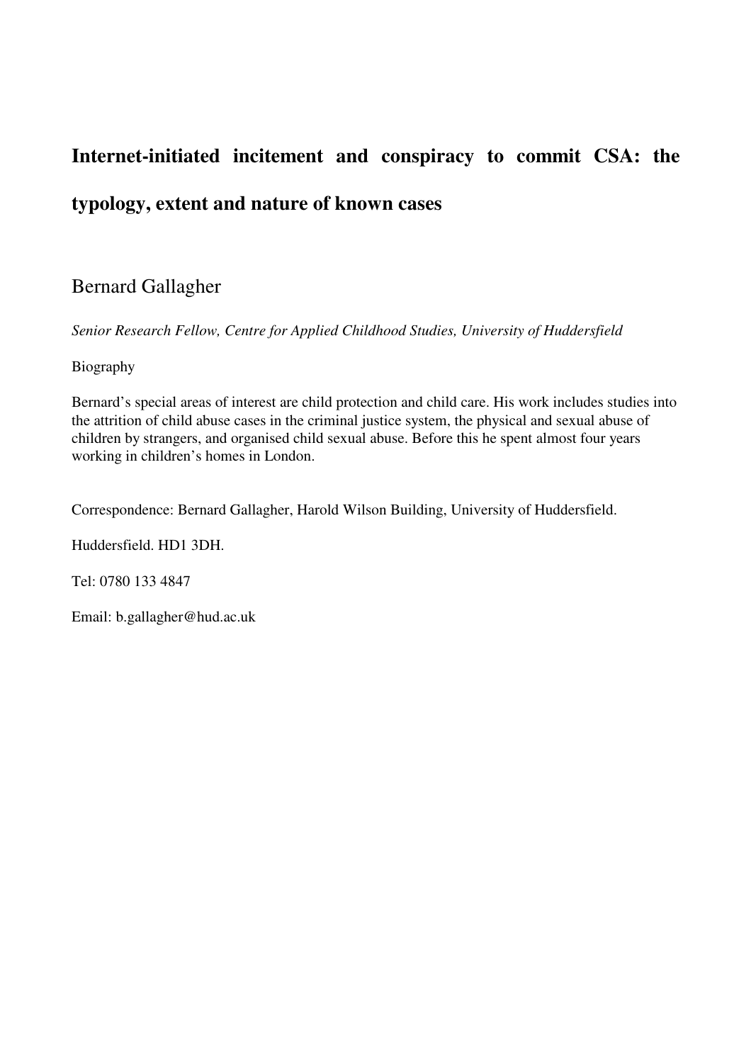# Internet-initiated incitement and conspiracy to commit CSA: the typology, extent and nature of known cases

Bernard Gallagher

*Senior Research Fellow, Centre for Applied Childhood Studies, University of Huddersfield*

Biography

Bernard's special areas of interest are child protection and child care. His work includes studies into the attrition of child abuse cases in the criminal justice system, the physical and sexual abuse of children by strangers, and organised child sexual abuse. Before this he spent almost four years working in children's homes in London.

Correspondence: Bernard Gallagher, Harold Wilson Building, University of Huddersfield.

Huddersfield. HD1 3DH.

Tel: 0780 133 4847

Email: b.gallagher@hud.ac.uk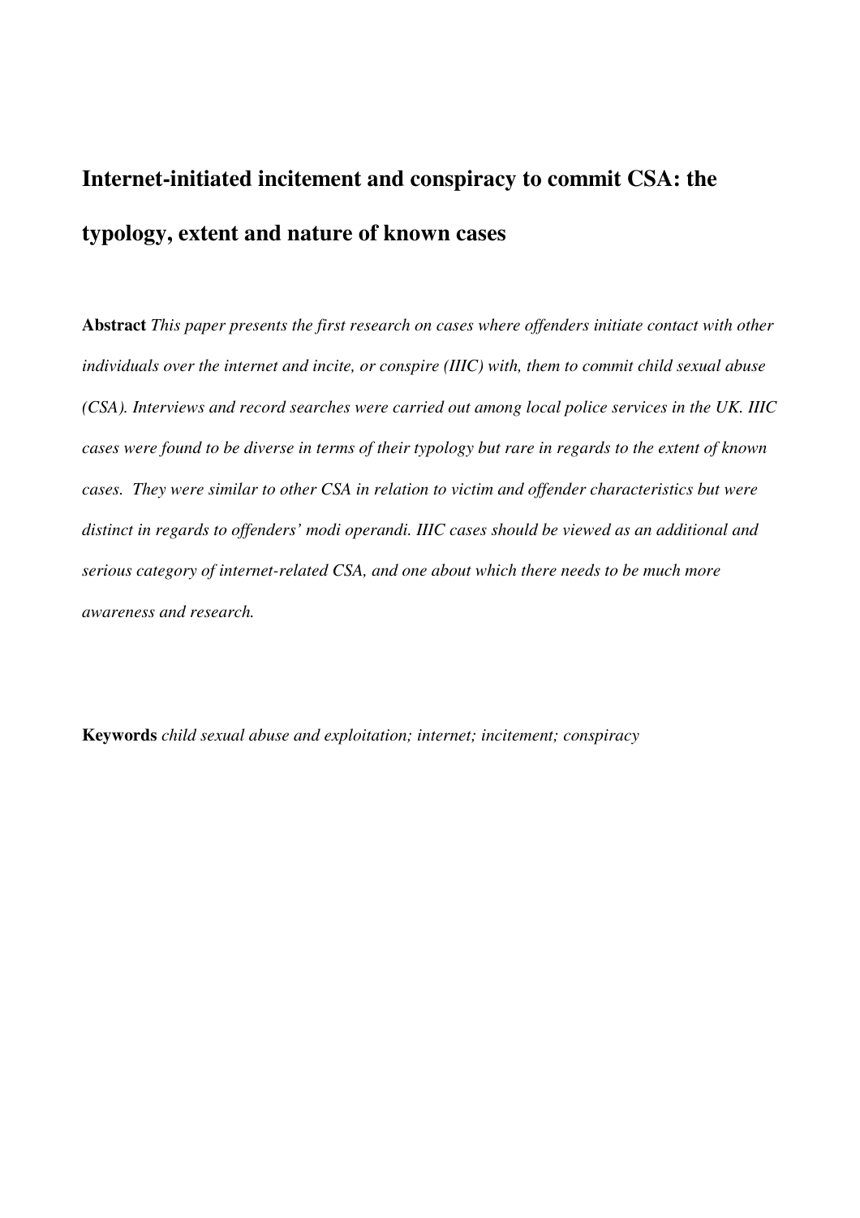# Internet-initiated incitement and conspiracy to commit CSA: the typology, extent and nature of known cases

**Abstract** *This paper presents the first research on cases where offenders initiate contact with other individuals over the internet and incite, or conspire (IIIC) with, them to commit child sexual abuse (CSA). Interviews and record searches were carried out among local police services in the UK. IIIC cases were found to be diverse in terms of their typology but rare in regards to the extent of known cases. They were similar to other CSA in relation to victim and offender characteristics but were distinct in regards to offenders' modi operandi. IIIC cases should be viewed as an additional and serious category of internet-related CSA, and one about which there needs to be much more awareness and research.*

**Keywords** *child sexual abuse and exploitation; internet; incitement; conspiracy*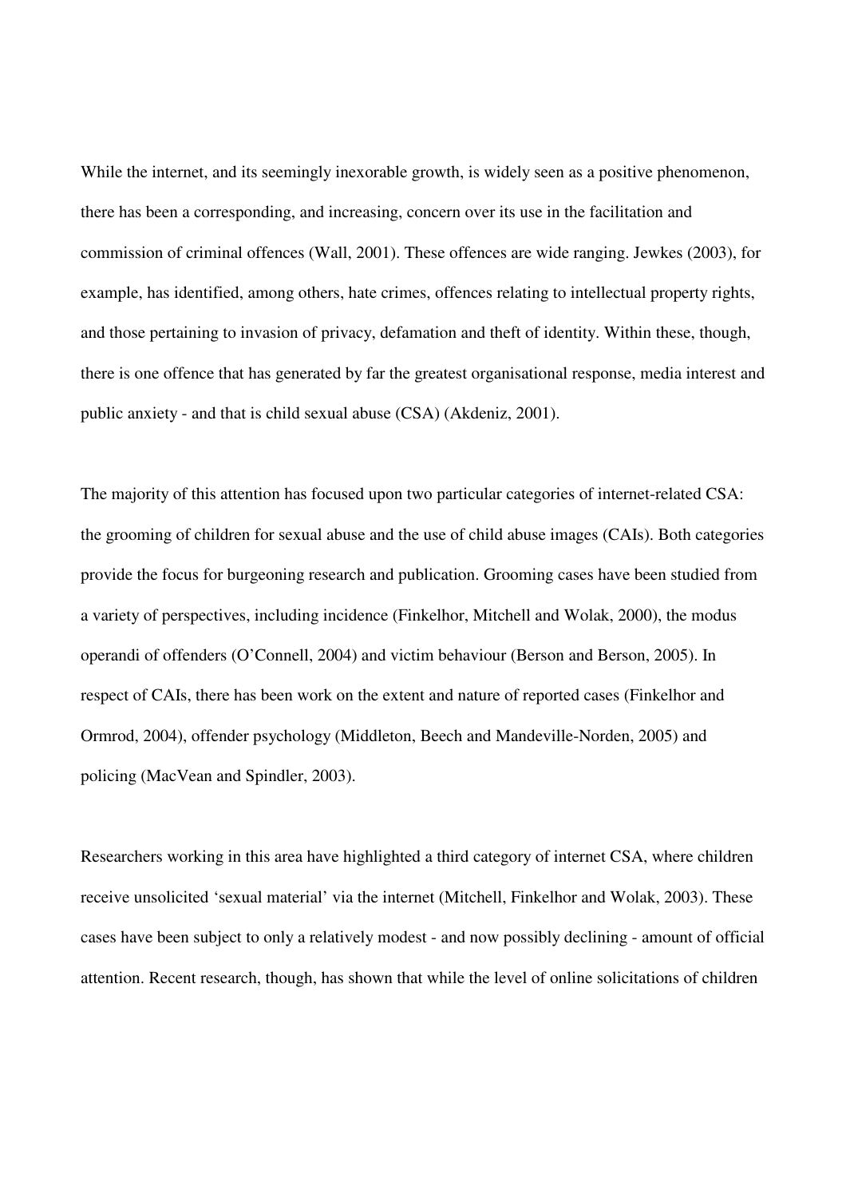While the internet, and its seemingly inexorable growth, is widely seen as a positive phenomenon, there has been a corresponding, and increasing, concern over its use in the facilitation and commission of criminal offences (Wall, 2001). These offences are wide ranging. Jewkes (2003), for example, has identified, among others, hate crimes, offences relating to intellectual property rights, and those pertaining to invasion of privacy, defamation and theft of identity. Within these, though, there is one offence that has generated by far the greatest organisational response, media interest and public anxiety - and that is child sexual abuse (CSA) (Akdeniz, 2001).

The majority of this attention has focused upon two particular categories of internet-related CSA: the grooming of children for sexual abuse and the use of child abuse images (CAIs). Both categories provide the focus for burgeoning research and publication. Grooming cases have been studied from a variety of perspectives, including incidence (Finkelhor, Mitchell and Wolak, 2000), the modus operandi of offenders (O'Connell, 2004) and victim behaviour (Berson and Berson, 2005). In respect of CAIs, there has been work on the extent and nature of reported cases (Finkelhor and Ormrod, 2004), offender psychology (Middleton, Beech and Mandeville-Norden, 2005) and policing (MacVean and Spindler, 2003).

Researchers working in this area have highlighted a third category of internet CSA, where children receive unsolicited 'sexual material' via the internet (Mitchell, Finkelhor and Wolak, 2003). These cases have been subject to only a relatively modest - and now possibly declining - amount of official attention. Recent research, though, has shown that while the level of online solicitations of children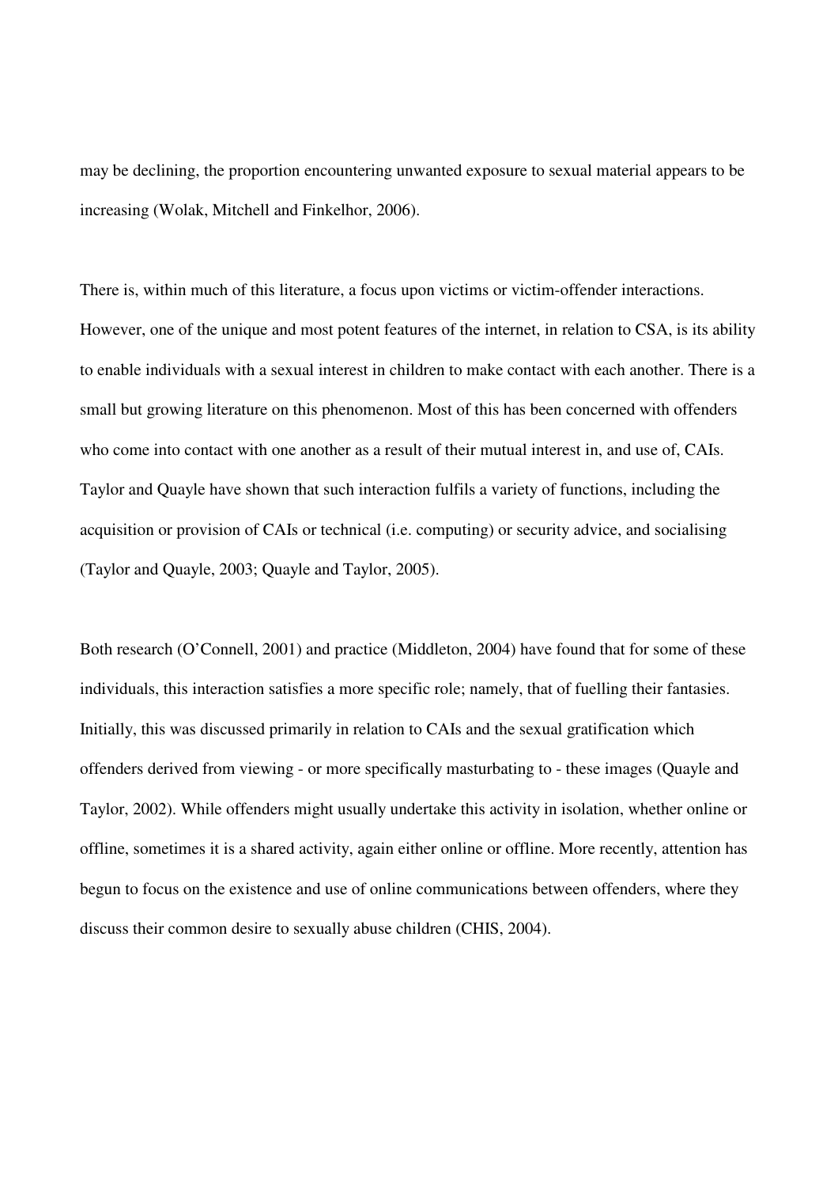may be declining, the proportion encountering unwanted exposure to sexual material appears to be increasing (Wolak, Mitchell and Finkelhor, 2006).

There is, within much of this literature, a focus upon victims or victim-offender interactions. However, one of the unique and most potent features of the internet, in relation to CSA, is its ability to enable individuals with a sexual interest in children to make contact with each another. There is a small but growing literature on this phenomenon. Most of this has been concerned with offenders who come into contact with one another as a result of their mutual interest in, and use of, CAIs. Taylor and Quayle have shown that such interaction fulfils a variety of functions, including the acquisition or provision of CAIs or technical (i.e. computing) or security advice, and socialising (Taylor and Quayle, 2003; Quayle and Taylor, 2005).

Both research (O'Connell, 2001) and practice (Middleton, 2004) have found that for some of these individuals, this interaction satisfies a more specific role; namely, that of fuelling their fantasies. Initially, this was discussed primarily in relation to CAIs and the sexual gratification which offenders derived from viewing - or more specifically masturbating to - these images (Quayle and Taylor, 2002). While offenders might usually undertake this activity in isolation, whether online or offline, sometimes it is a shared activity, again either online or offline. More recently, attention has begun to focus on the existence and use of online communications between offenders, where they discuss their common desire to sexually abuse children (CHIS, 2004).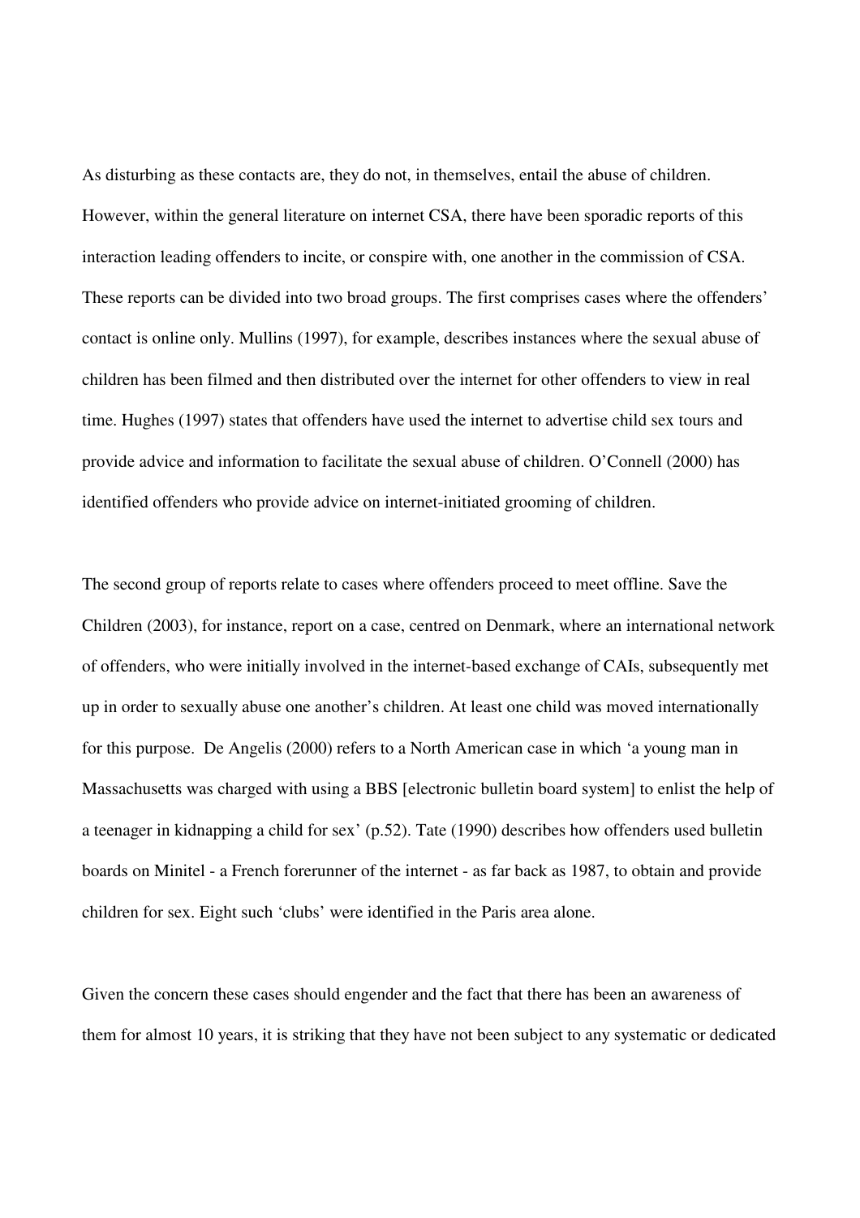As disturbing as these contacts are, they do not, in themselves, entail the abuse of children. However, within the general literature on internet CSA, there have been sporadic reports of this interaction leading offenders to incite, or conspire with, one another in the commission of CSA. These reports can be divided into two broad groups. The first comprises cases where the offenders' contact is online only. Mullins (1997), for example, describes instances where the sexual abuse of children has been filmed and then distributed over the internet for other offenders to view in real time. Hughes (1997) states that offenders have used the internet to advertise child sex tours and provide advice and information to facilitate the sexual abuse of children. O'Connell (2000) has identified offenders who provide advice on internet-initiated grooming of children.

The second group of reports relate to cases where offenders proceed to meet offline. Save the Children (2003), for instance, report on a case, centred on Denmark, where an international network of offenders, who were initially involved in the internet-based exchange of CAIs, subsequently met up in order to sexually abuse one another's children. At least one child was moved internationally for this purpose. De Angelis (2000) refers to a North American case in which 'a young man in Massachusetts was charged with using a BBS [electronic bulletin board system] to enlist the help of a teenager in kidnapping a child for sex' (p.52). Tate (1990) describes how offenders used bulletin boards on Minitel - a French forerunner of the internet - as far back as 1987, to obtain and provide children for sex. Eight such 'clubs' were identified in the Paris area alone.

Given the concern these cases should engender and the fact that there has been an awareness of them for almost 10 years, it is striking that they have not been subject to any systematic or dedicated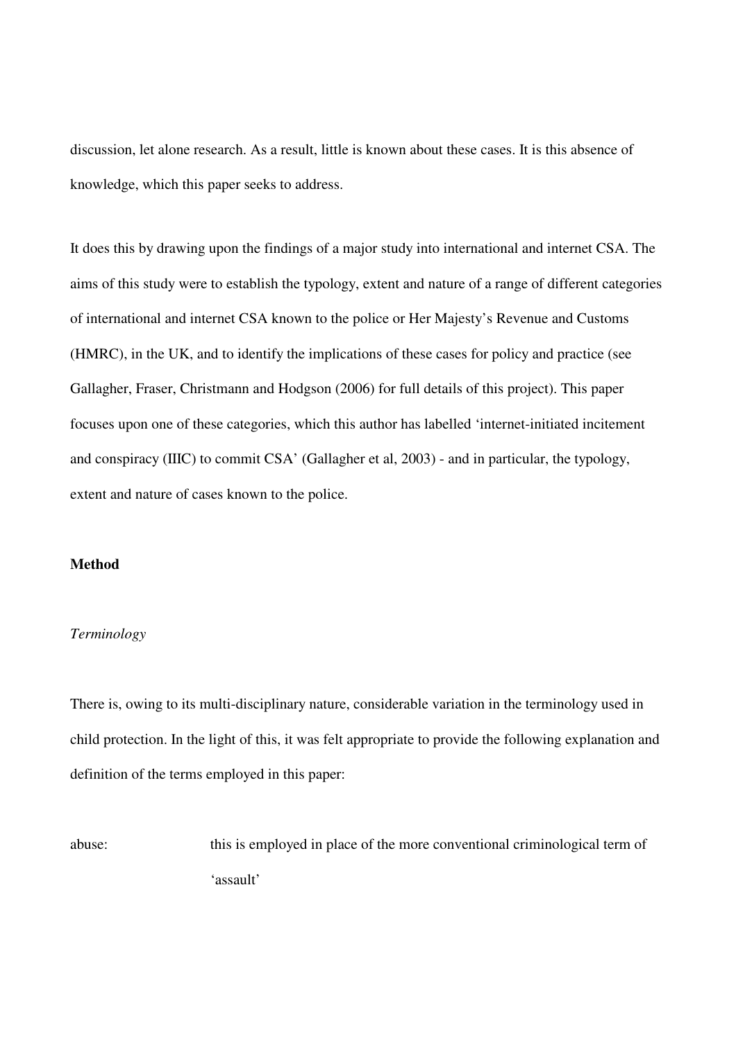discussion, let alone research. As a result, little is known about these cases. It is this absence of knowledge, which this paper seeks to address.

It does this by drawing upon the findings of a major study into international and internet CSA. The aims of this study were to establish the typology, extent and nature of a range of different categories of international and internet CSA known to the police or Her Majesty's Revenue and Customs (HMRC), in the UK, and to identify the implications of these cases for policy and practice (see Gallagher, Fraser, Christmann and Hodgson (2006) for full details of this project). This paper focuses upon one of these categories, which this author has labelled 'internet-initiated incitement and conspiracy (IIIC) to commit CSA' (Gallagher et al, 2003) - and in particular, the typology, extent and nature of cases known to the police.

## Method

### *Terminology*

There is, owing to its multi-disciplinary nature, considerable variation in the terminology used in child protection. In the light of this, it was felt appropriate to provide the following explanation and definition of the terms employed in this paper:

abuse: this is employed in place of the more conventional criminological term of 'assault'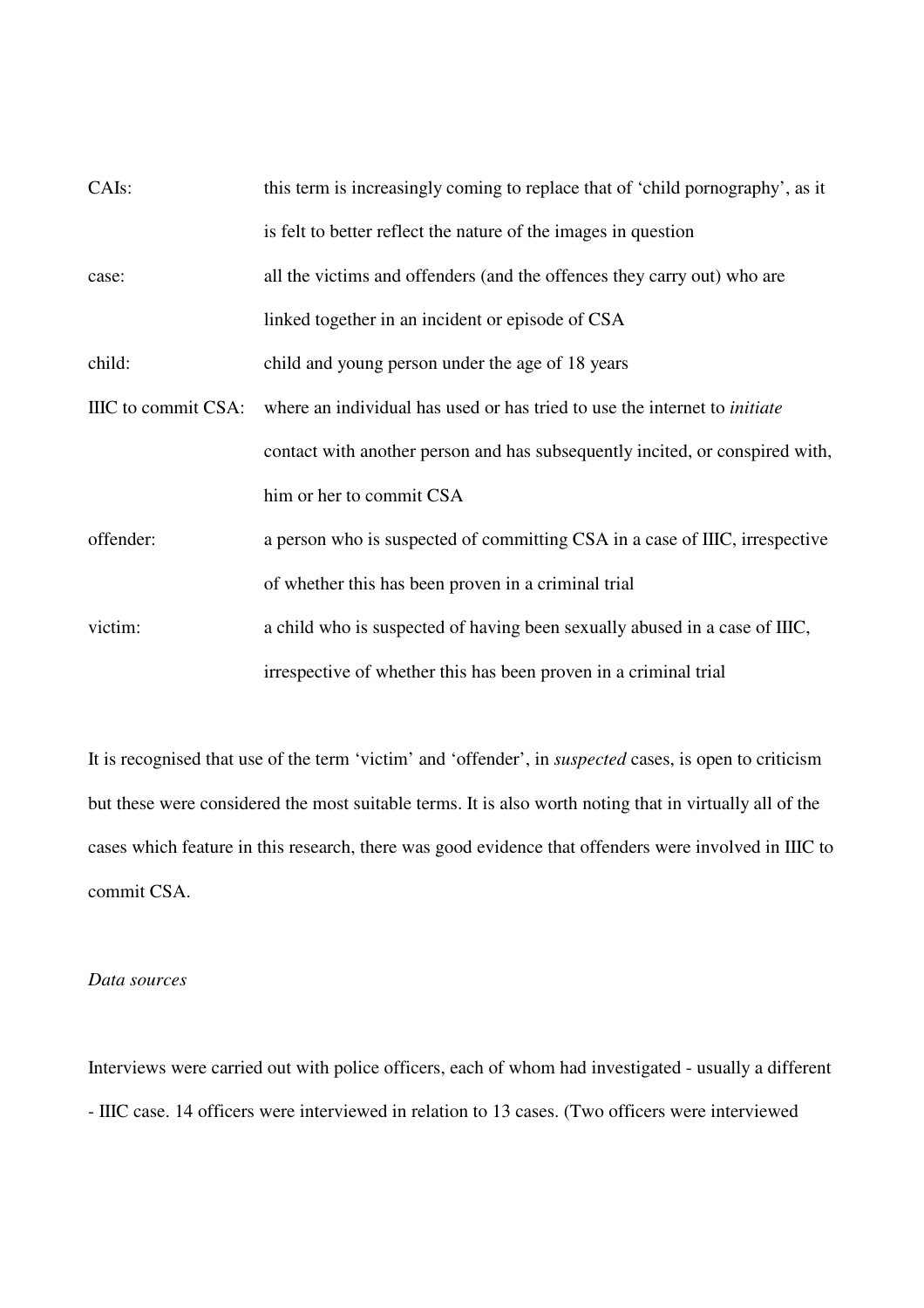CAIs: this term is increasingly coming to replace that of 'child pornography', as it is felt to better reflect the nature of the images in question

case: all the victims and offenders (and the offences they carry out) who are linked together in an incident or episode of CSA

child: child and young person under the age of 18 years

IIIC to commit CSA: where an individual has used or has tried to use the internet to *initiate* contact with another person and has subsequently incited, or conspired with, him or her to commit CSA

offender: a person who is suspected of committing CSA in a case of IIIC, irrespective of whether this has been proven in a criminal trial

victim: a child who is suspected of having been sexually abused in a case of IIIC, irrespective of whether this has been proven in a criminal trial

It is recognised that use of the term 'victim' and 'offender', in *suspected* cases, is open to criticism but these were considered the most suitable terms. It is also worth noting that in virtually all of the cases which feature in this research, there was good evidence that offenders were involved in IIIC to commit CSA.

*Data sources*

Interviews were carried out with police officers, each of whom had investigated - usually a different - IIIC case. 14 officers were interviewed in relation to 13 cases. (Two officers were interviewed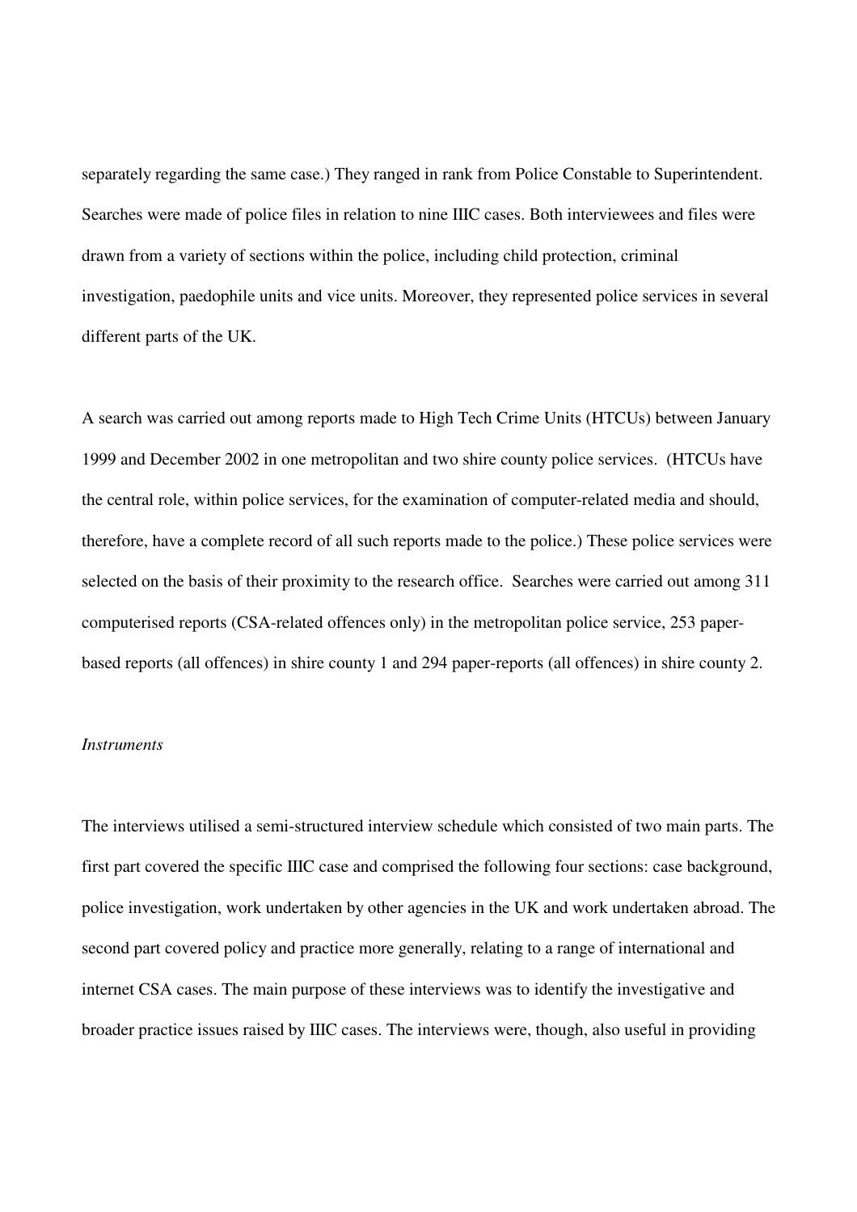separately regarding the same case.) They ranged in rank from Police Constable to Superintendent. Searches were made of police files in relation to nine IIIC cases. Both interviewees and files were drawn from a variety of sections within the police, including child protection, criminal investigation, paedophile units and vice units. Moreover, they represented police services in several different parts of the UK.

A search was carried out among reports made to High Tech Crime Units (HTCUs) between January 1999 and December 2002 in one metropolitan and two shire county police services. (HTCUs have the central role, within police services, for the examination of computer-related media and should, therefore, have a complete record of all such reports made to the police.) These police services were selected on the basis of their proximity to the research office. Searches were carried out among 311 computerised reports (CSA-related offences only) in the metropolitan police service, 253 paper-based reports (all offences) in shire county 1 and 294 paper-reports (all offences) in shire county 2.

*Instruments*

The interviews utilised a semi-structured interview schedule which consisted of two main parts. The first part covered the specific IIIC case and comprised the following four sections: case background, police investigation, work undertaken by other agencies in the UK and work undertaken abroad. The second part covered policy and practice more generally, relating to a range of international and internet CSA cases. The main purpose of these interviews was to identify the investigative and broader practice issues raised by IIIC cases. The interviews were, though, also useful in providing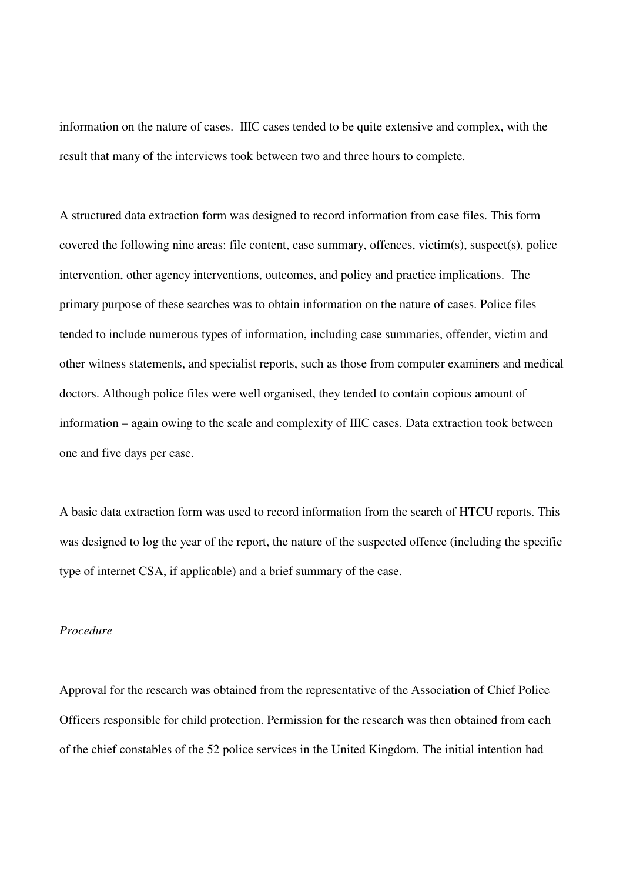information on the nature of cases. IIIC cases tended to be quite extensive and complex, with the result that many of the interviews took between two and three hours to complete.

A structured data extraction form was designed to record information from case files. This form covered the following nine areas: file content, case summary, offences, victim(s), suspect(s), police intervention, other agency interventions, outcomes, and policy and practice implications. The primary purpose of these searches was to obtain information on the nature of cases. Police files tended to include numerous types of information, including case summaries, offender, victim and other witness statements, and specialist reports, such as those from computer examiners and medical doctors. Although police files were well organised, they tended to contain copious amount of information – again owing to the scale and complexity of IIIC cases. Data extraction took between one and five days per case.

A basic data extraction form was used to record information from the search of HTCU reports. This was designed to log the year of the report, the nature of the suspected offence (including the specific type of internet CSA, if applicable) and a brief summary of the case.

*Procedure*

Approval for the research was obtained from the representative of the Association of Chief Police Officers responsible for child protection. Permission for the research was then obtained from each of the chief constables of the 52 police services in the United Kingdom. The initial intention had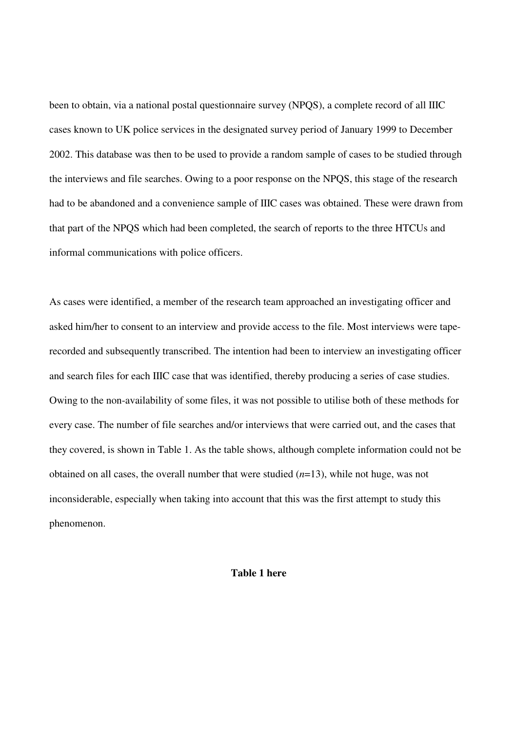been to obtain, via a national postal questionnaire survey (NPQS), a complete record of all IIIC cases known to UK police services in the designated survey period of January 1999 to December 2002. This database was then to be used to provide a random sample of cases to be studied through the interviews and file searches. Owing to a poor response on the NPQS, this stage of the research had to be abandoned and a convenience sample of IIIC cases was obtained. These were drawn from that part of the NPQS which had been completed, the search of reports to the three HTCUs and informal communications with police officers.

As cases were identified, a member of the research team approached an investigating officer and asked him/her to consent to an interview and provide access to the file. Most interviews were tape-recorded and subsequently transcribed. The intention had been to interview an investigating officer and search files for each IIIC case that was identified, thereby producing a series of case studies. Owing to the non-availability of some files, it was not possible to utilise both of these methods for every case. The number of file searches and/or interviews that were carried out, and the cases that they covered, is shown in Table 1. As the table shows, although complete information could not be obtained on all cases, the overall number that were studied (*n*=13), while not huge, was not inconsiderable, especially when taking into account that this was the first attempt to study this phenomenon.

**Table 1 here**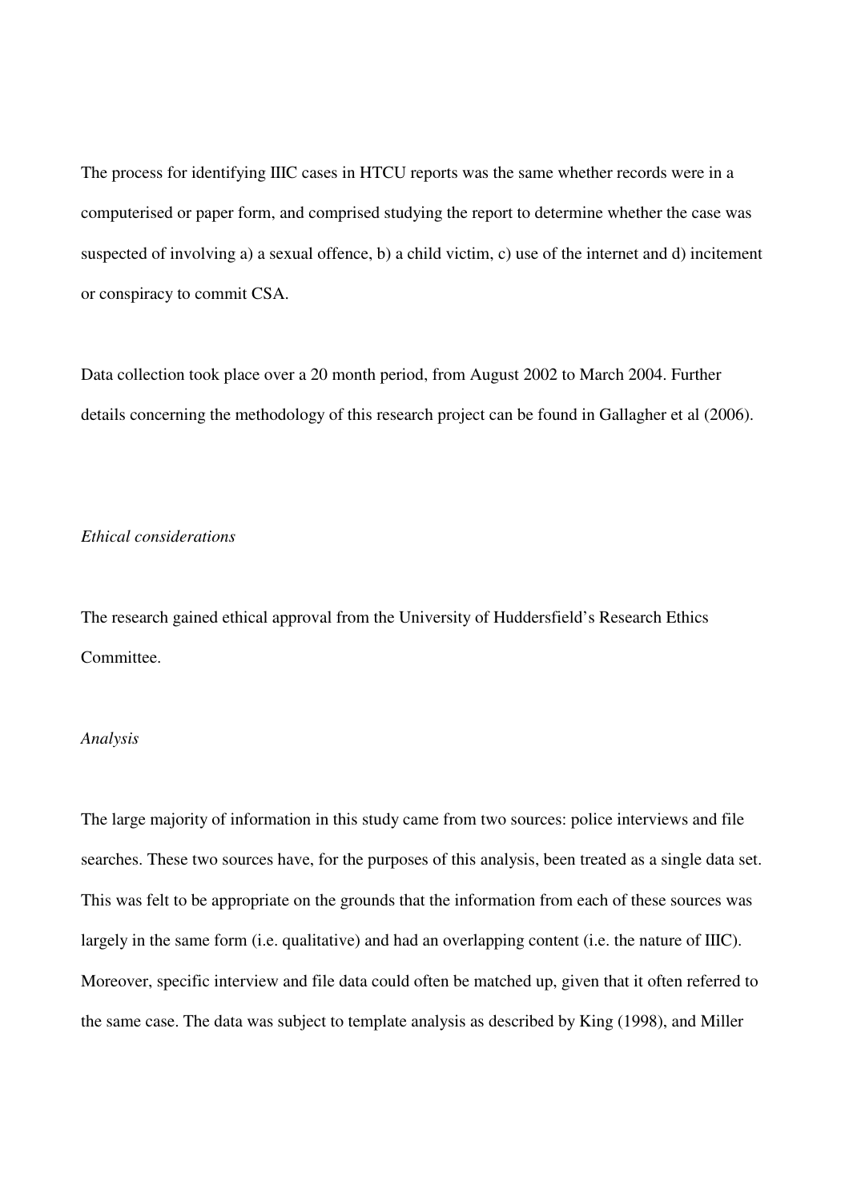The process for identifying IIIC cases in HTCU reports was the same whether records were in a computerised or paper form, and comprised studying the report to determine whether the case was suspected of involving a) a sexual offence, b) a child victim, c) use of the internet and d) incitement or conspiracy to commit CSA.

Data collection took place over a 20 month period, from August 2002 to March 2004. Further details concerning the methodology of this research project can be found in Gallagher et al (2006).

*Ethical considerations*

The research gained ethical approval from the University of Huddersfield's Research Ethics Committee.

*Analysis*

The large majority of information in this study came from two sources: police interviews and file searches. These two sources have, for the purposes of this analysis, been treated as a single data set. This was felt to be appropriate on the grounds that the information from each of these sources was largely in the same form (i.e. qualitative) and had an overlapping content (i.e. the nature of IIIC). Moreover, specific interview and file data could often be matched up, given that it often referred to the same case. The data was subject to template analysis as described by King (1998), and Miller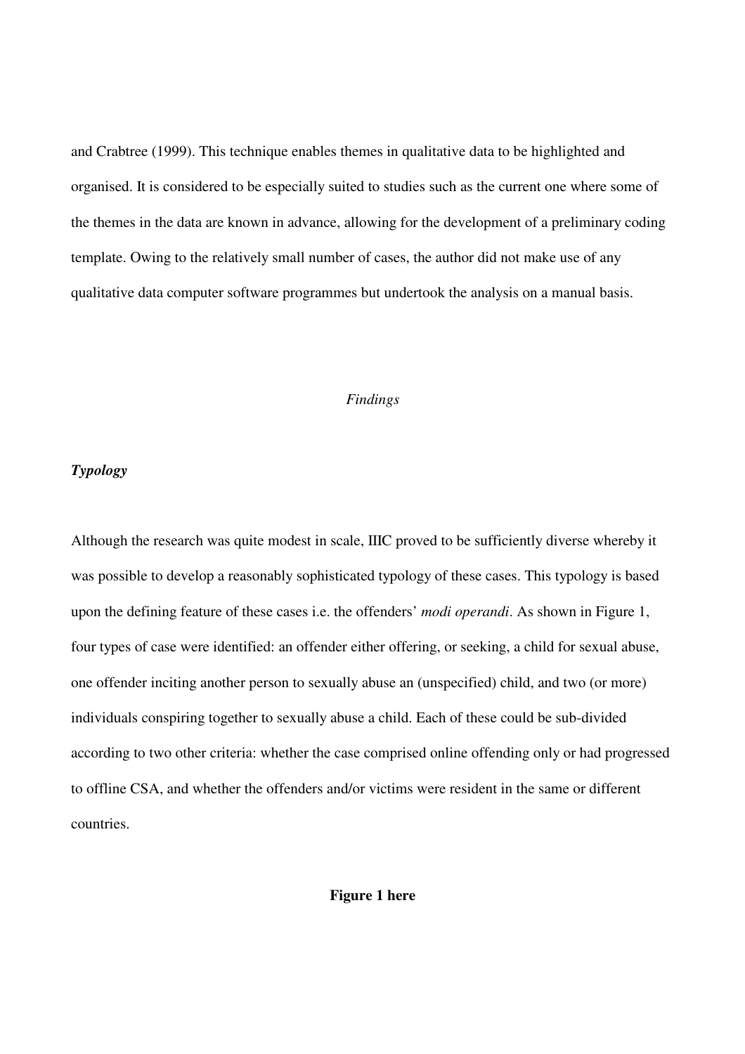and Crabtree (1999). This technique enables themes in qualitative data to be highlighted and organised. It is considered to be especially suited to studies such as the current one where some of the themes in the data are known in advance, allowing for the development of a preliminary coding template. Owing to the relatively small number of cases, the author did not make use of any qualitative data computer software programmes but undertook the analysis on a manual basis.

## *Findings*

### ***Typology***

Although the research was quite modest in scale, IIIC proved to be sufficiently diverse whereby it was possible to develop a reasonably sophisticated typology of these cases. This typology is based upon the defining feature of these cases i.e. the offenders' *modi operandi*. As shown in Figure 1, four types of case were identified: an offender either offering, or seeking, a child for sexual abuse, one offender inciting another person to sexually abuse an (unspecified) child, and two (or more) individuals conspiring together to sexually abuse a child. Each of these could be sub-divided according to two other criteria: whether the case comprised online offending only or had progressed to offline CSA, and whether the offenders and/or victims were resident in the same or different countries.

**Figure 1 here**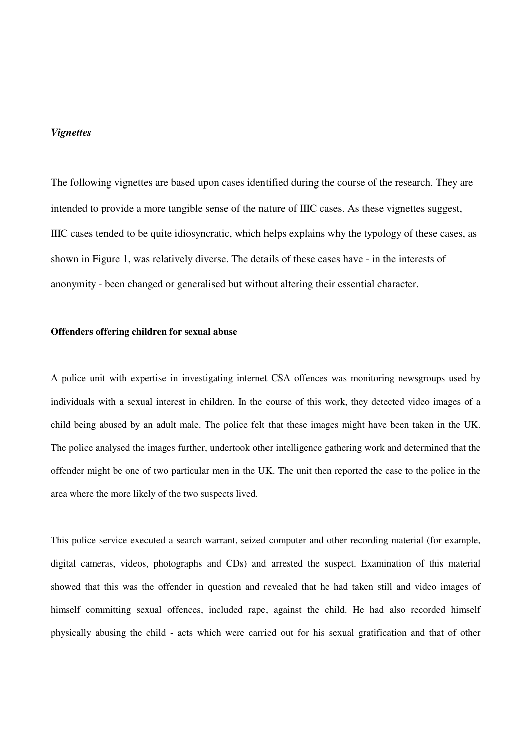*Vignettes*

The following vignettes are based upon cases identified during the course of the research. They are intended to provide a more tangible sense of the nature of IIIC cases. As these vignettes suggest, IIIC cases tended to be quite idiosyncratic, which helps explains why the typology of these cases, as shown in Figure 1, was relatively diverse. The details of these cases have - in the interests of anonymity - been changed or generalised but without altering their essential character.

**Offenders offering children for sexual abuse**

A police unit with expertise in investigating internet CSA offences was monitoring newsgroups used by individuals with a sexual interest in children. In the course of this work, they detected video images of a child being abused by an adult male. The police felt that these images might have been taken in the UK. The police analysed the images further, undertook other intelligence gathering work and determined that the offender might be one of two particular men in the UK. The unit then reported the case to the police in the area where the more likely of the two suspects lived.

This police service executed a search warrant, seized computer and other recording material (for example, digital cameras, videos, photographs and CDs) and arrested the suspect. Examination of this material showed that this was the offender in question and revealed that he had taken still and video images of himself committing sexual offences, included rape, against the child. He had also recorded himself physically abusing the child - acts which were carried out for his sexual gratification and that of other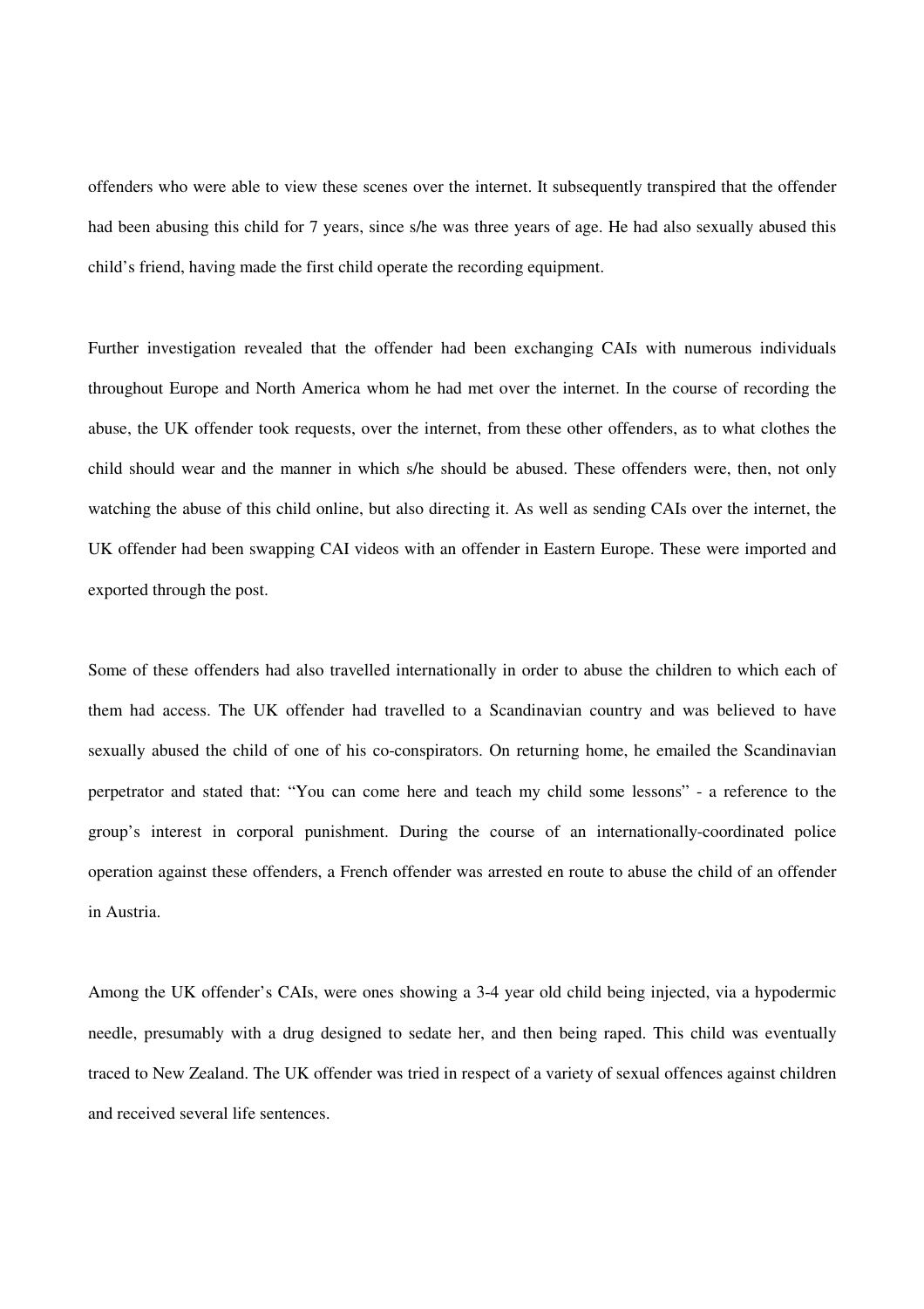offenders who were able to view these scenes over the internet. It subsequently transpired that the offender had been abusing this child for 7 years, since s/he was three years of age. He had also sexually abused this child's friend, having made the first child operate the recording equipment.

Further investigation revealed that the offender had been exchanging CAIs with numerous individuals throughout Europe and North America whom he had met over the internet. In the course of recording the abuse, the UK offender took requests, over the internet, from these other offenders, as to what clothes the child should wear and the manner in which s/he should be abused. These offenders were, then, not only watching the abuse of this child online, but also directing it. As well as sending CAIs over the internet, the UK offender had been swapping CAI videos with an offender in Eastern Europe. These were imported and exported through the post.

Some of these offenders had also travelled internationally in order to abuse the children to which each of them had access. The UK offender had travelled to a Scandinavian country and was believed to have sexually abused the child of one of his co-conspirators. On returning home, he emailed the Scandinavian perpetrator and stated that: "You can come here and teach my child some lessons" - a reference to the group's interest in corporal punishment. During the course of an internationally-coordinated police operation against these offenders, a French offender was arrested en route to abuse the child of an offender in Austria.

Among the UK offender's CAIs, were ones showing a 3-4 year old child being injected, via a hypodermic needle, presumably with a drug designed to sedate her, and then being raped. This child was eventually traced to New Zealand. The UK offender was tried in respect of a variety of sexual offences against children and received several life sentences.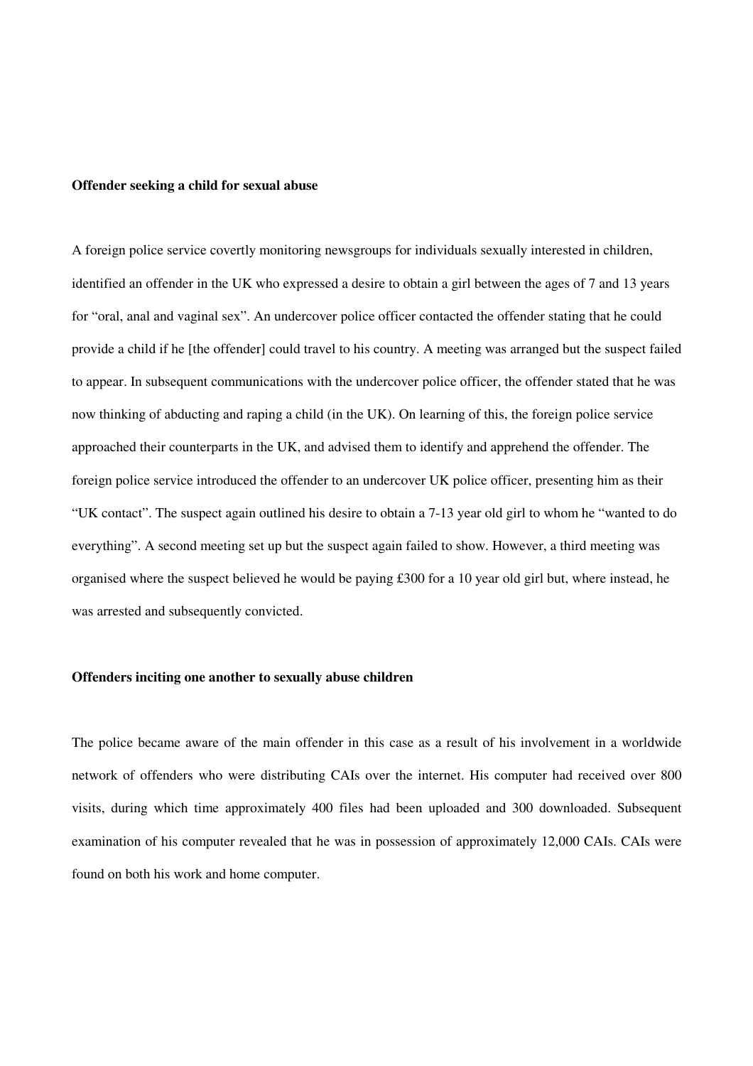**Offender seeking a child for sexual abuse**

A foreign police service covertly monitoring newsgroups for individuals sexually interested in children, identified an offender in the UK who expressed a desire to obtain a girl between the ages of 7 and 13 years for "oral, anal and vaginal sex". An undercover police officer contacted the offender stating that he could provide a child if he [the offender] could travel to his country. A meeting was arranged but the suspect failed to appear. In subsequent communications with the undercover police officer, the offender stated that he was now thinking of abducting and raping a child (in the UK). On learning of this, the foreign police service approached their counterparts in the UK, and advised them to identify and apprehend the offender. The foreign police service introduced the offender to an undercover UK police officer, presenting him as their "UK contact". The suspect again outlined his desire to obtain a 7-13 year old girl to whom he "wanted to do everything". A second meeting set up but the suspect again failed to show. However, a third meeting was organised where the suspect believed he would be paying £300 for a 10 year old girl but, where instead, he was arrested and subsequently convicted.

**Offenders inciting one another to sexually abuse children**

The police became aware of the main offender in this case as a result of his involvement in a worldwide network of offenders who were distributing CAIs over the internet. His computer had received over 800 visits, during which time approximately 400 files had been uploaded and 300 downloaded. Subsequent examination of his computer revealed that he was in possession of approximately 12,000 CAIs. CAIs were found on both his work and home computer.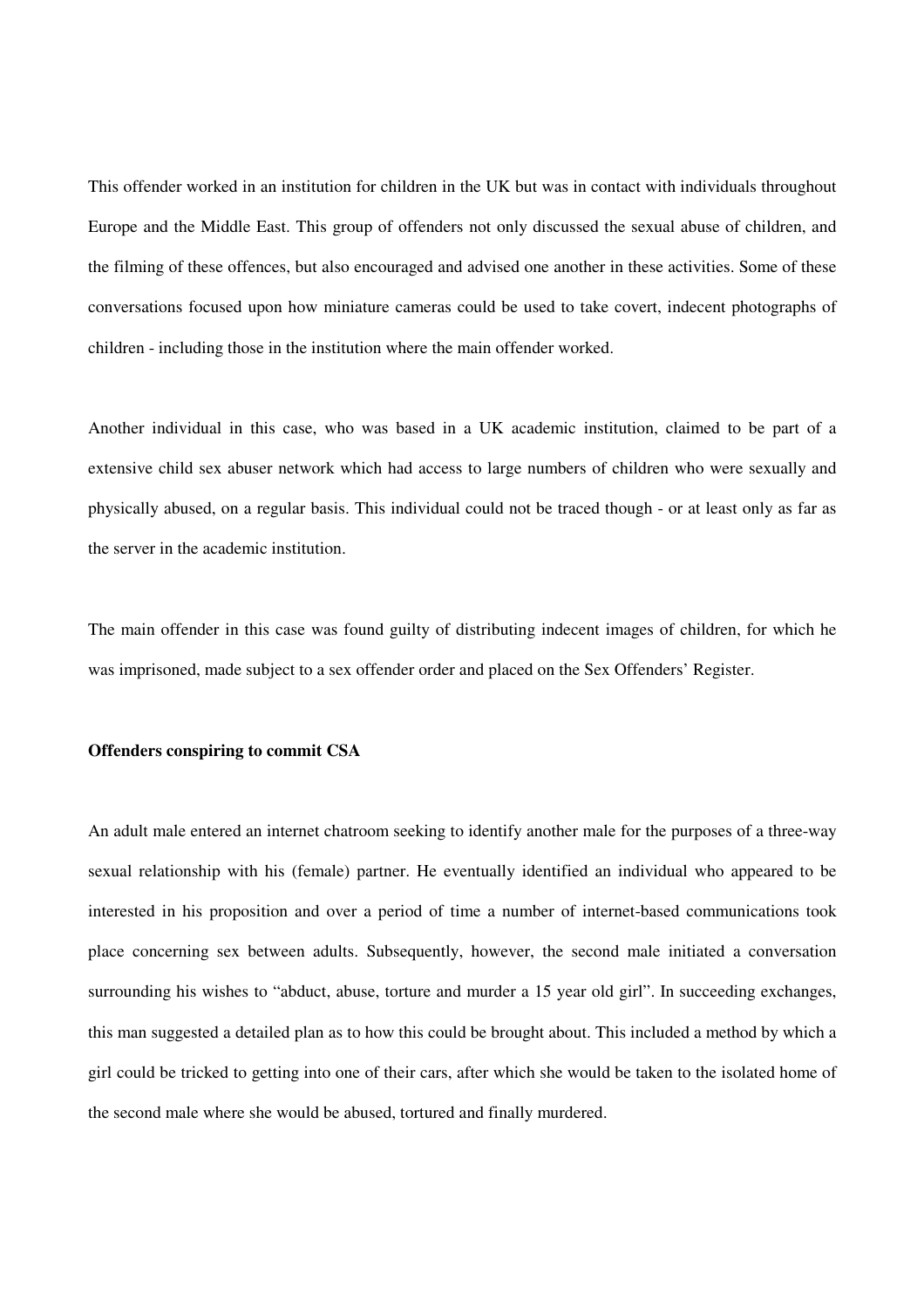This offender worked in an institution for children in the UK but was in contact with individuals throughout Europe and the Middle East. This group of offenders not only discussed the sexual abuse of children, and the filming of these offences, but also encouraged and advised one another in these activities. Some of these conversations focused upon how miniature cameras could be used to take covert, indecent photographs of children - including those in the institution where the main offender worked.

Another individual in this case, who was based in a UK academic institution, claimed to be part of a extensive child sex abuser network which had access to large numbers of children who were sexually and physically abused, on a regular basis. This individual could not be traced though - or at least only as far as the server in the academic institution.

The main offender in this case was found guilty of distributing indecent images of children, for which he was imprisoned, made subject to a sex offender order and placed on the Sex Offenders' Register.

**Offenders conspiring to commit CSA**

An adult male entered an internet chatroom seeking to identify another male for the purposes of a three-way sexual relationship with his (female) partner. He eventually identified an individual who appeared to be interested in his proposition and over a period of time a number of internet-based communications took place concerning sex between adults. Subsequently, however, the second male initiated a conversation surrounding his wishes to "abduct, abuse, torture and murder a 15 year old girl". In succeeding exchanges, this man suggested a detailed plan as to how this could be brought about. This included a method by which a girl could be tricked to getting into one of their cars, after which she would be taken to the isolated home of the second male where she would be abused, tortured and finally murdered.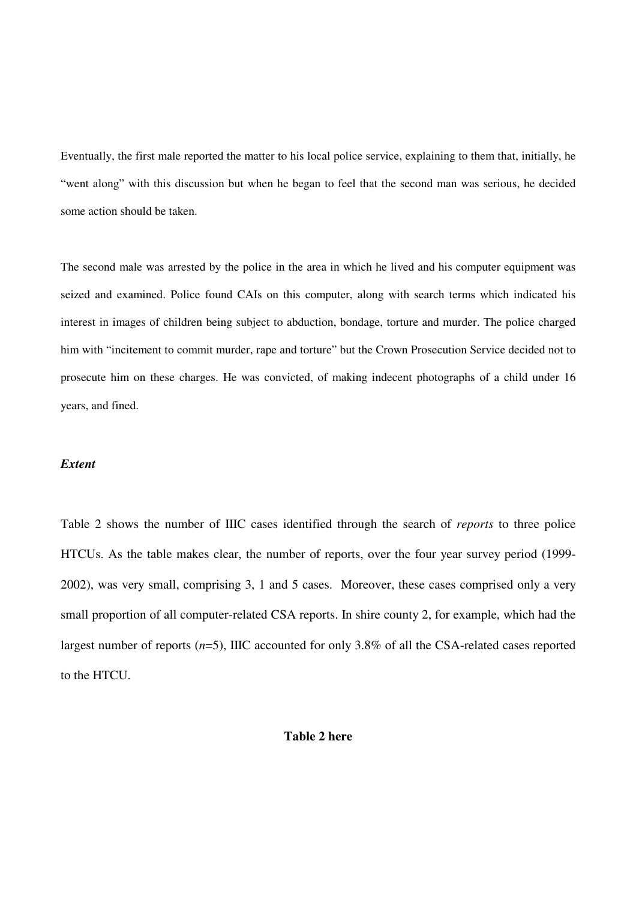Eventually, the first male reported the matter to his local police service, explaining to them that, initially, he "went along" with this discussion but when he began to feel that the second man was serious, he decided some action should be taken.

The second male was arrested by the police in the area in which he lived and his computer equipment was seized and examined. Police found CAIs on this computer, along with search terms which indicated his interest in images of children being subject to abduction, bondage, torture and murder. The police charged him with "incitement to commit murder, rape and torture" but the Crown Prosecution Service decided not to prosecute him on these charges. He was convicted, of making indecent photographs of a child under 16 years, and fined.

### *Extent*

Table 2 shows the number of IIIC cases identified through the search of *reports* to three police HTCUs. As the table makes clear, the number of reports, over the four year survey period (1999-2002), was very small, comprising 3, 1 and 5 cases. Moreover, these cases comprised only a very small proportion of all computer-related CSA reports. In shire county 2, for example, which had the largest number of reports (*n*=5), IIIC accounted for only 3.8% of all the CSA-related cases reported to the HTCU.

**Table 2 here**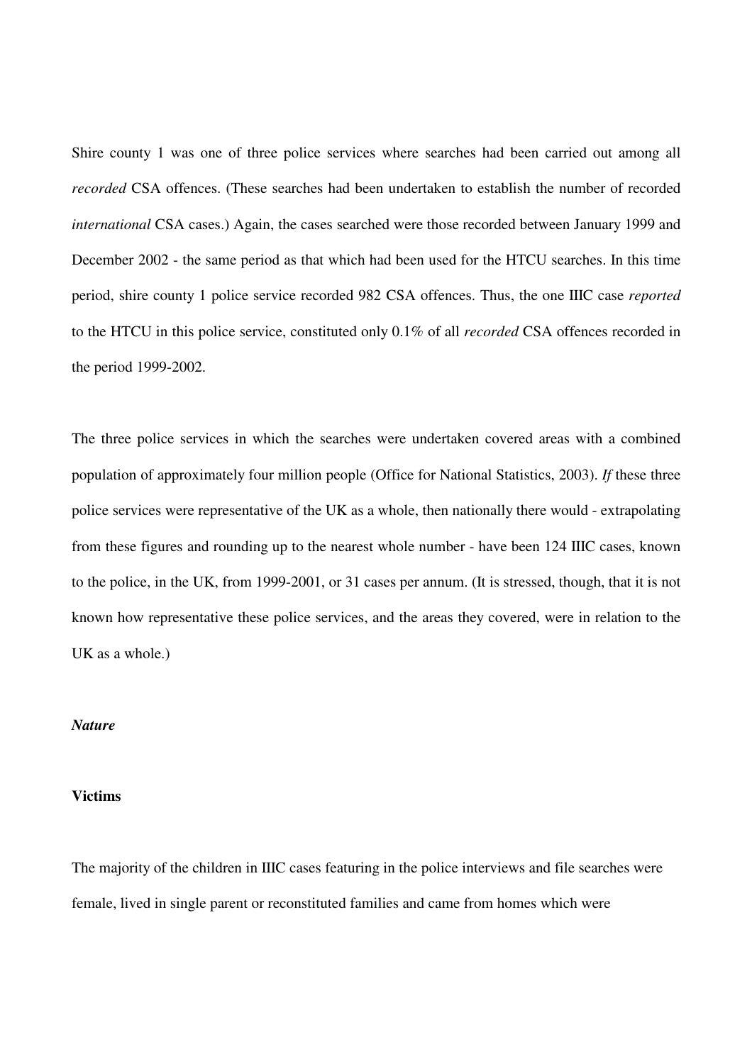Shire county 1 was one of three police services where searches had been carried out among all *recorded* CSA offences. (These searches had been undertaken to establish the number of recorded *international* CSA cases.) Again, the cases searched were those recorded between January 1999 and December 2002 - the same period as that which had been used for the HTCU searches. In this time period, shire county 1 police service recorded 982 CSA offences. Thus, the one IIIC case *reported* to the HTCU in this police service, constituted only 0.1% of all *recorded* CSA offences recorded in the period 1999-2002.

The three police services in which the searches were undertaken covered areas with a combined population of approximately four million people (Office for National Statistics, 2003). *If* these three police services were representative of the UK as a whole, then nationally there would - extrapolating from these figures and rounding up to the nearest whole number - have been 124 IIIC cases, known to the police, in the UK, from 1999-2001, or 31 cases per annum. (It is stressed, though, that it is not known how representative these police services, and the areas they covered, were in relation to the UK as a whole.)

***Nature***

**Victims**

The majority of the children in IIIC cases featuring in the police interviews and file searches were female, lived in single parent or reconstituted families and came from homes which were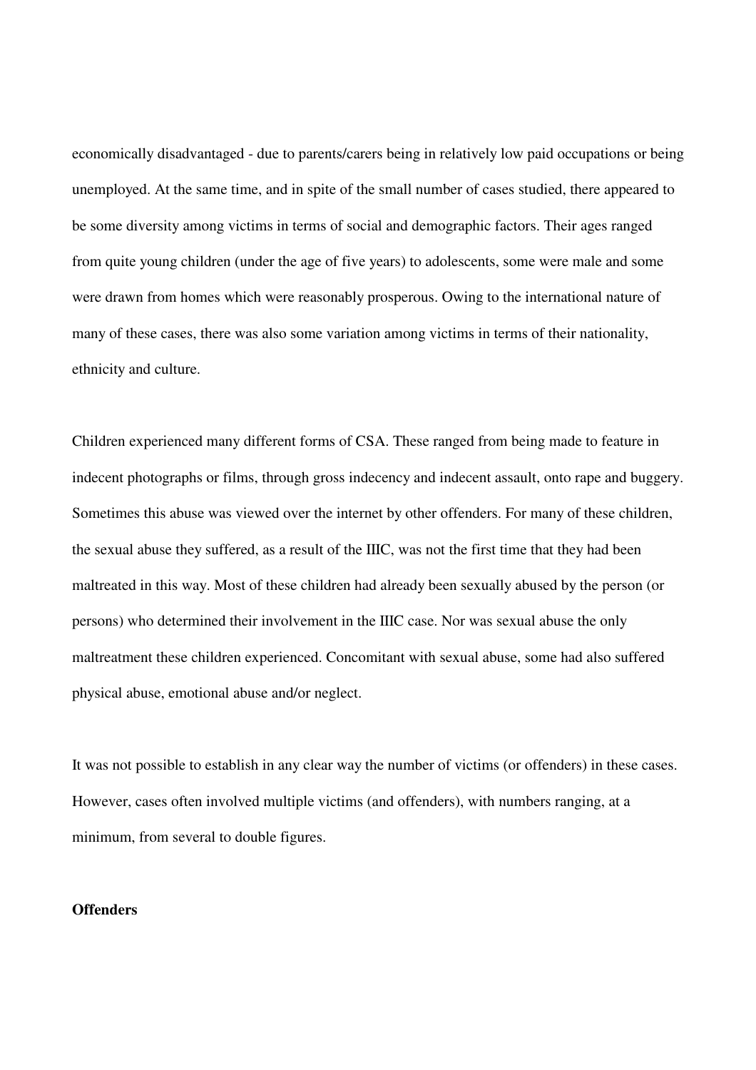economically disadvantaged - due to parents/carers being in relatively low paid occupations or being unemployed. At the same time, and in spite of the small number of cases studied, there appeared to be some diversity among victims in terms of social and demographic factors. Their ages ranged from quite young children (under the age of five years) to adolescents, some were male and some were drawn from homes which were reasonably prosperous. Owing to the international nature of many of these cases, there was also some variation among victims in terms of their nationality, ethnicity and culture.

Children experienced many different forms of CSA. These ranged from being made to feature in indecent photographs or films, through gross indecency and indecent assault, onto rape and buggery. Sometimes this abuse was viewed over the internet by other offenders. For many of these children, the sexual abuse they suffered, as a result of the IIIC, was not the first time that they had been maltreated in this way. Most of these children had already been sexually abused by the person (or persons) who determined their involvement in the IIIC case. Nor was sexual abuse the only maltreatment these children experienced. Concomitant with sexual abuse, some had also suffered physical abuse, emotional abuse and/or neglect.

It was not possible to establish in any clear way the number of victims (or offenders) in these cases. However, cases often involved multiple victims (and offenders), with numbers ranging, at a minimum, from several to double figures.

**Offenders**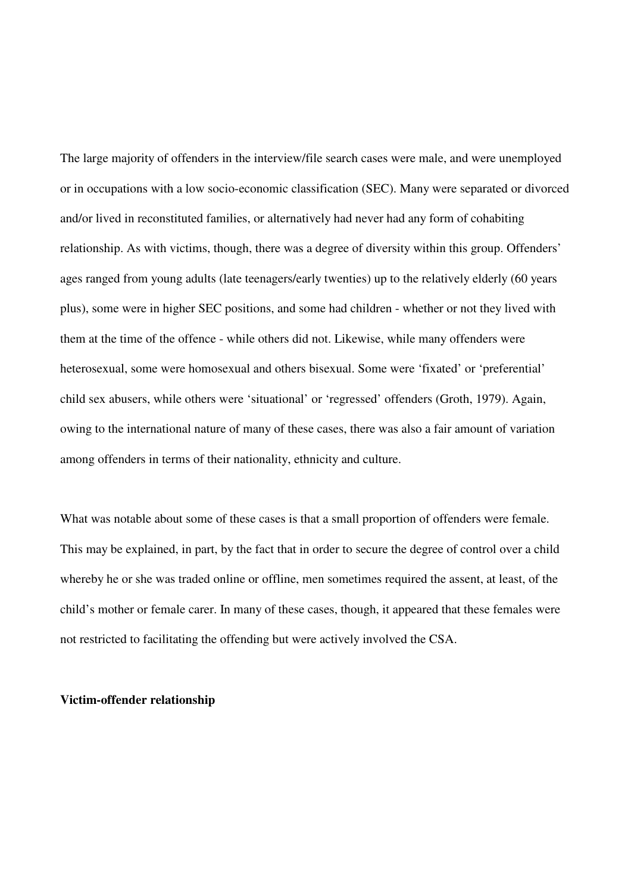The large majority of offenders in the interview/file search cases were male, and were unemployed or in occupations with a low socio-economic classification (SEC). Many were separated or divorced and/or lived in reconstituted families, or alternatively had never had any form of cohabiting relationship. As with victims, though, there was a degree of diversity within this group. Offenders' ages ranged from young adults (late teenagers/early twenties) up to the relatively elderly (60 years plus), some were in higher SEC positions, and some had children - whether or not they lived with them at the time of the offence - while others did not. Likewise, while many offenders were heterosexual, some were homosexual and others bisexual. Some were 'fixated' or 'preferential' child sex abusers, while others were 'situational' or 'regressed' offenders (Groth, 1979). Again, owing to the international nature of many of these cases, there was also a fair amount of variation among offenders in terms of their nationality, ethnicity and culture.

What was notable about some of these cases is that a small proportion of offenders were female. This may be explained, in part, by the fact that in order to secure the degree of control over a child whereby he or she was traded online or offline, men sometimes required the assent, at least, of the child's mother or female carer. In many of these cases, though, it appeared that these females were not restricted to facilitating the offending but were actively involved the CSA.

**Victim-offender relationship**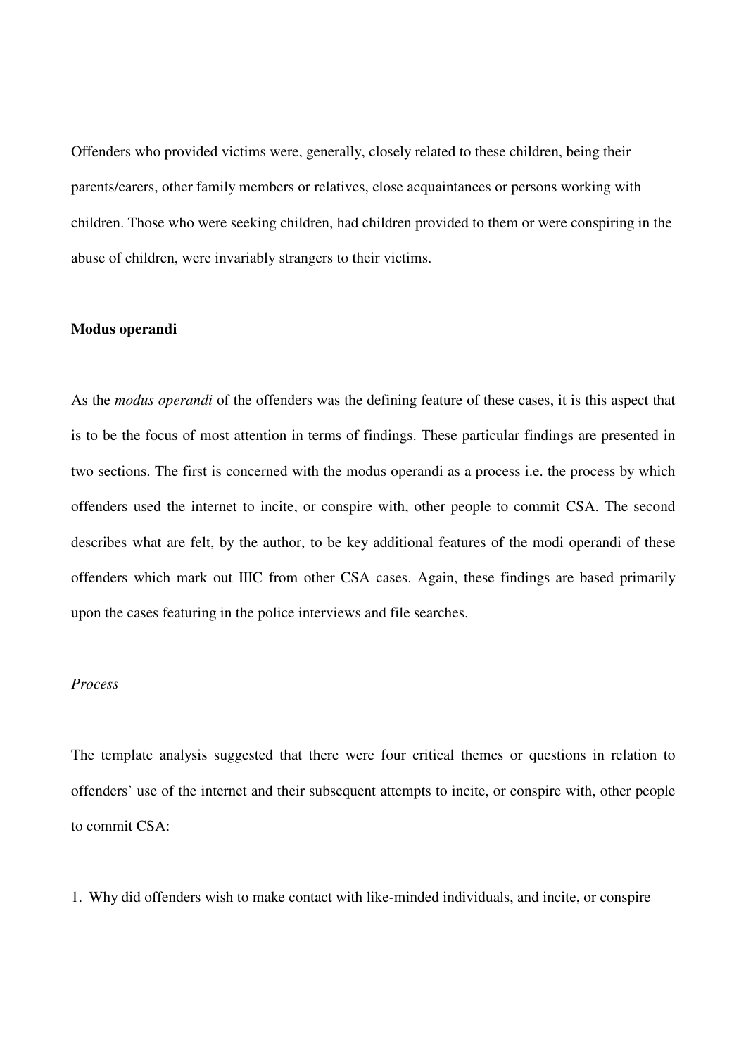Offenders who provided victims were, generally, closely related to these children, being their parents/carers, other family members or relatives, close acquaintances or persons working with children. Those who were seeking children, had children provided to them or were conspiring in the abuse of children, were invariably strangers to their victims.

**Modus operandi**

As the *modus operandi* of the offenders was the defining feature of these cases, it is this aspect that is to be the focus of most attention in terms of findings. These particular findings are presented in two sections. The first is concerned with the modus operandi as a process i.e. the process by which offenders used the internet to incite, or conspire with, other people to commit CSA. The second describes what are felt, by the author, to be key additional features of the modi operandi of these offenders which mark out IIIC from other CSA cases. Again, these findings are based primarily upon the cases featuring in the police interviews and file searches.

*Process*

The template analysis suggested that there were four critical themes or questions in relation to offenders' use of the internet and their subsequent attempts to incite, or conspire with, other people to commit CSA:

1. Why did offenders wish to make contact with like-minded individuals, and incite, or conspire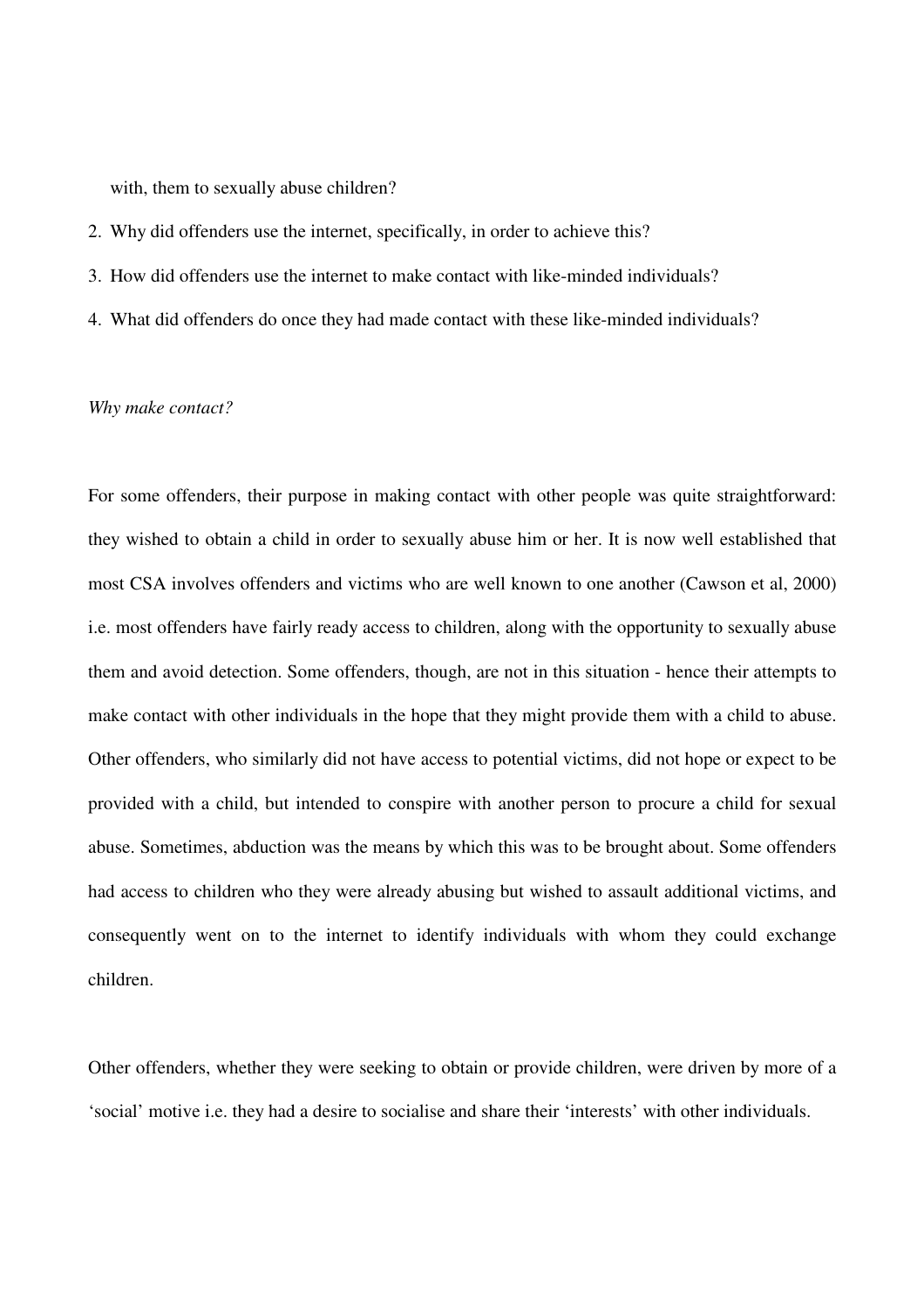with, them to sexually abuse children?

2. Why did offenders use the internet, specifically, in order to achieve this?
3. How did offenders use the internet to make contact with like-minded individuals?
4. What did offenders do once they had made contact with these like-minded individuals?

*Why make contact?*

For some offenders, their purpose in making contact with other people was quite straightforward: they wished to obtain a child in order to sexually abuse him or her. It is now well established that most CSA involves offenders and victims who are well known to one another (Cawson et al, 2000) i.e. most offenders have fairly ready access to children, along with the opportunity to sexually abuse them and avoid detection. Some offenders, though, are not in this situation - hence their attempts to make contact with other individuals in the hope that they might provide them with a child to abuse. Other offenders, who similarly did not have access to potential victims, did not hope or expect to be provided with a child, but intended to conspire with another person to procure a child for sexual abuse. Sometimes, abduction was the means by which this was to be brought about. Some offenders had access to children who they were already abusing but wished to assault additional victims, and consequently went on to the internet to identify individuals with whom they could exchange children.

Other offenders, whether they were seeking to obtain or provide children, were driven by more of a 'social' motive i.e. they had a desire to socialise and share their 'interests' with other individuals.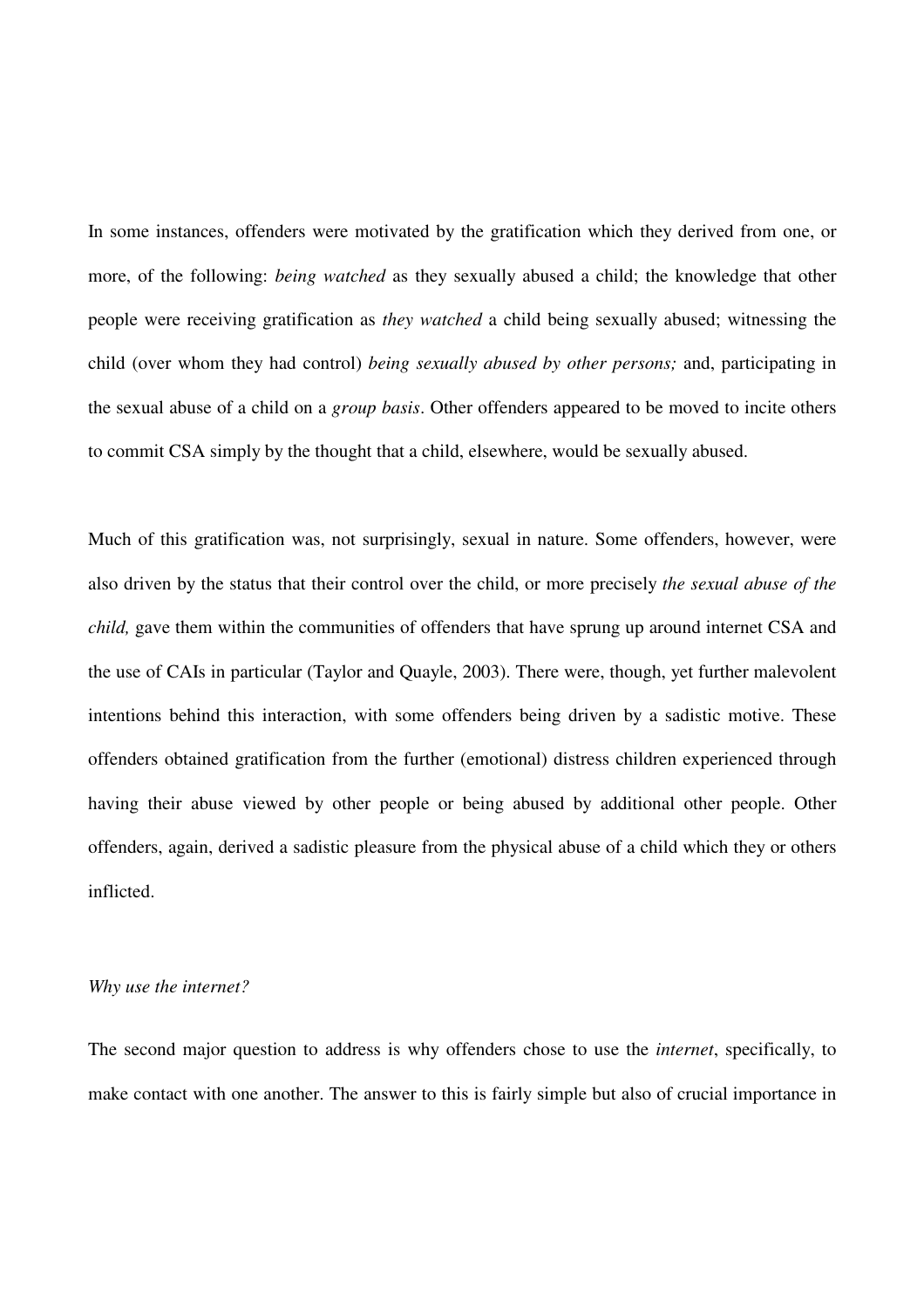In some instances, offenders were motivated by the gratification which they derived from one, or more, of the following: *being watched* as they sexually abused a child; the knowledge that other people were receiving gratification as *they watched* a child being sexually abused; witnessing the child (over whom they had control) *being sexually abused by other persons;* and, participating in the sexual abuse of a child on a *group basis*. Other offenders appeared to be moved to incite others to commit CSA simply by the thought that a child, elsewhere, would be sexually abused.

Much of this gratification was, not surprisingly, sexual in nature. Some offenders, however, were also driven by the status that their control over the child, or more precisely *the sexual abuse of the child,* gave them within the communities of offenders that have sprung up around internet CSA and the use of CAIs in particular (Taylor and Quayle, 2003). There were, though, yet further malevolent intentions behind this interaction, with some offenders being driven by a sadistic motive. These offenders obtained gratification from the further (emotional) distress children experienced through having their abuse viewed by other people or being abused by additional other people. Other offenders, again, derived a sadistic pleasure from the physical abuse of a child which they or others inflicted.

*Why use the internet?*

The second major question to address is why offenders chose to use the *internet*, specifically, to make contact with one another. The answer to this is fairly simple but also of crucial importance in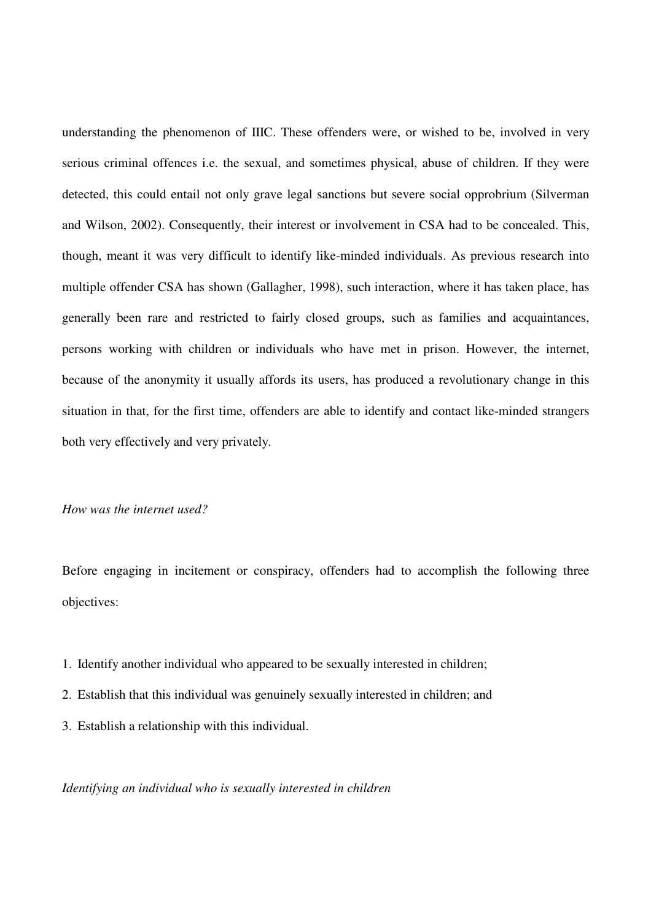understanding the phenomenon of IIIC. These offenders were, or wished to be, involved in very serious criminal offences i.e. the sexual, and sometimes physical, abuse of children. If they were detected, this could entail not only grave legal sanctions but severe social opprobrium (Silverman and Wilson, 2002). Consequently, their interest or involvement in CSA had to be concealed. This, though, meant it was very difficult to identify like-minded individuals. As previous research into multiple offender CSA has shown (Gallagher, 1998), such interaction, where it has taken place, has generally been rare and restricted to fairly closed groups, such as families and acquaintances, persons working with children or individuals who have met in prison. However, the internet, because of the anonymity it usually affords its users, has produced a revolutionary change in this situation in that, for the first time, offenders are able to identify and contact like-minded strangers both very effectively and very privately.

*How was the internet used?*

Before engaging in incitement or conspiracy, offenders had to accomplish the following three objectives:

1. Identify another individual who appeared to be sexually interested in children;
2. Establish that this individual was genuinely sexually interested in children; and
3. Establish a relationship with this individual.

*Identifying an individual who is sexually interested in children*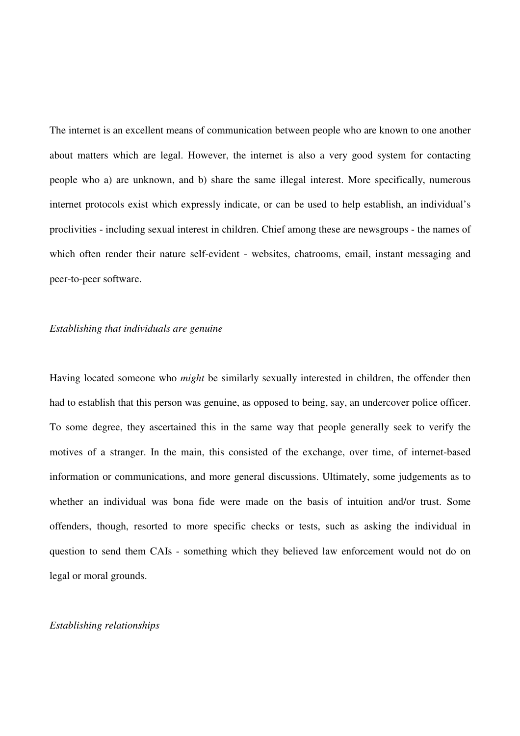The internet is an excellent means of communication between people who are known to one another about matters which are legal. However, the internet is also a very good system for contacting people who a) are unknown, and b) share the same illegal interest. More specifically, numerous internet protocols exist which expressly indicate, or can be used to help establish, an individual's proclivities - including sexual interest in children. Chief among these are newsgroups - the names of which often render their nature self-evident - websites, chatrooms, email, instant messaging and peer-to-peer software.

*Establishing that individuals are genuine*

Having located someone who *might* be similarly sexually interested in children, the offender then had to establish that this person was genuine, as opposed to being, say, an undercover police officer. To some degree, they ascertained this in the same way that people generally seek to verify the motives of a stranger. In the main, this consisted of the exchange, over time, of internet-based information or communications, and more general discussions. Ultimately, some judgements as to whether an individual was bona fide were made on the basis of intuition and/or trust. Some offenders, though, resorted to more specific checks or tests, such as asking the individual in question to send them CAIs - something which they believed law enforcement would not do on legal or moral grounds.

*Establishing relationships*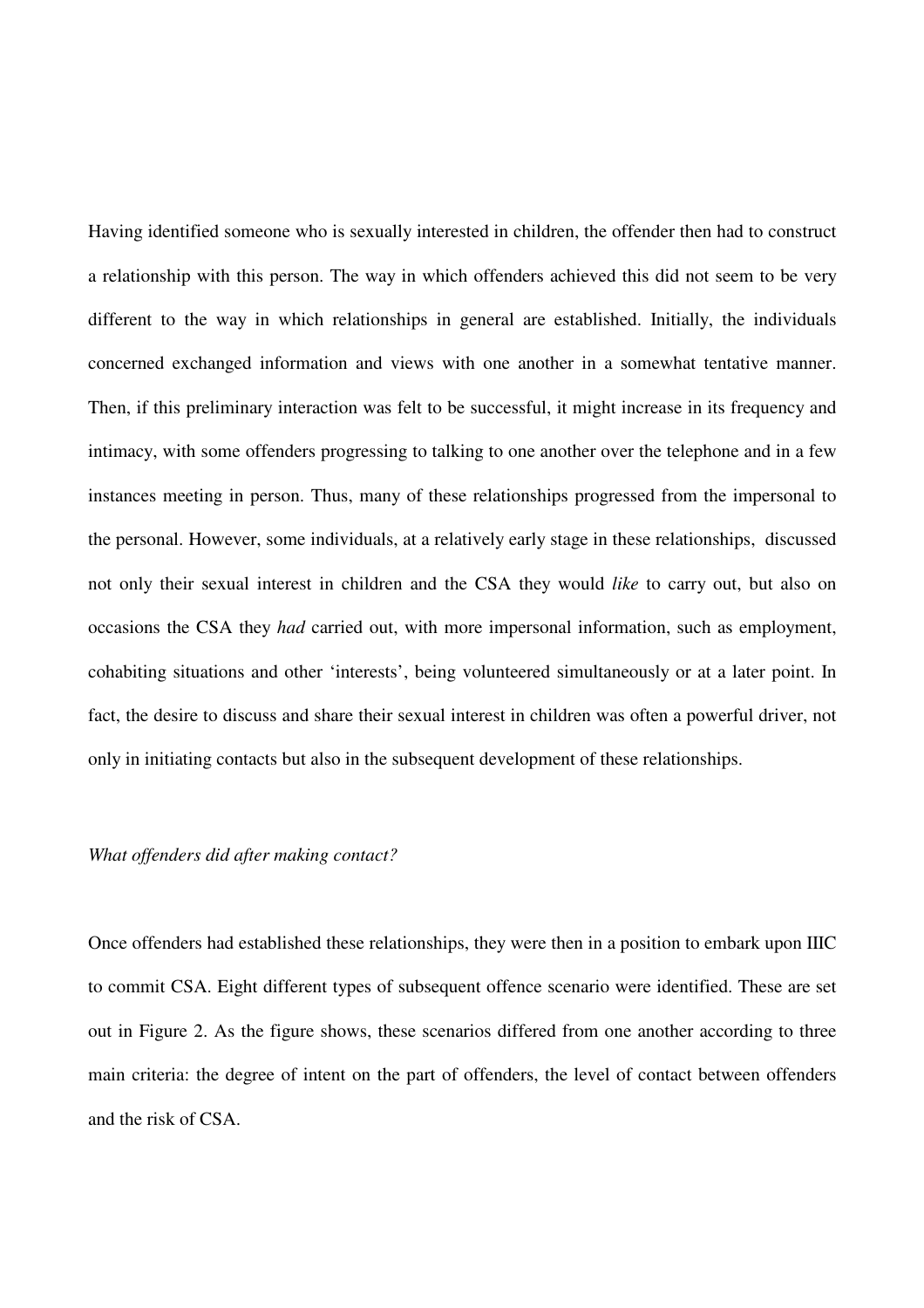Having identified someone who is sexually interested in children, the offender then had to construct a relationship with this person. The way in which offenders achieved this did not seem to be very different to the way in which relationships in general are established. Initially, the individuals concerned exchanged information and views with one another in a somewhat tentative manner. Then, if this preliminary interaction was felt to be successful, it might increase in its frequency and intimacy, with some offenders progressing to talking to one another over the telephone and in a few instances meeting in person. Thus, many of these relationships progressed from the impersonal to the personal. However, some individuals, at a relatively early stage in these relationships, discussed not only their sexual interest in children and the CSA they would *like* to carry out, but also on occasions the CSA they *had* carried out, with more impersonal information, such as employment, cohabiting situations and other 'interests', being volunteered simultaneously or at a later point. In fact, the desire to discuss and share their sexual interest in children was often a powerful driver, not only in initiating contacts but also in the subsequent development of these relationships.

*What offenders did after making contact?*

Once offenders had established these relationships, they were then in a position to embark upon IIIC to commit CSA. Eight different types of subsequent offence scenario were identified. These are set out in Figure 2. As the figure shows, these scenarios differed from one another according to three main criteria: the degree of intent on the part of offenders, the level of contact between offenders and the risk of CSA.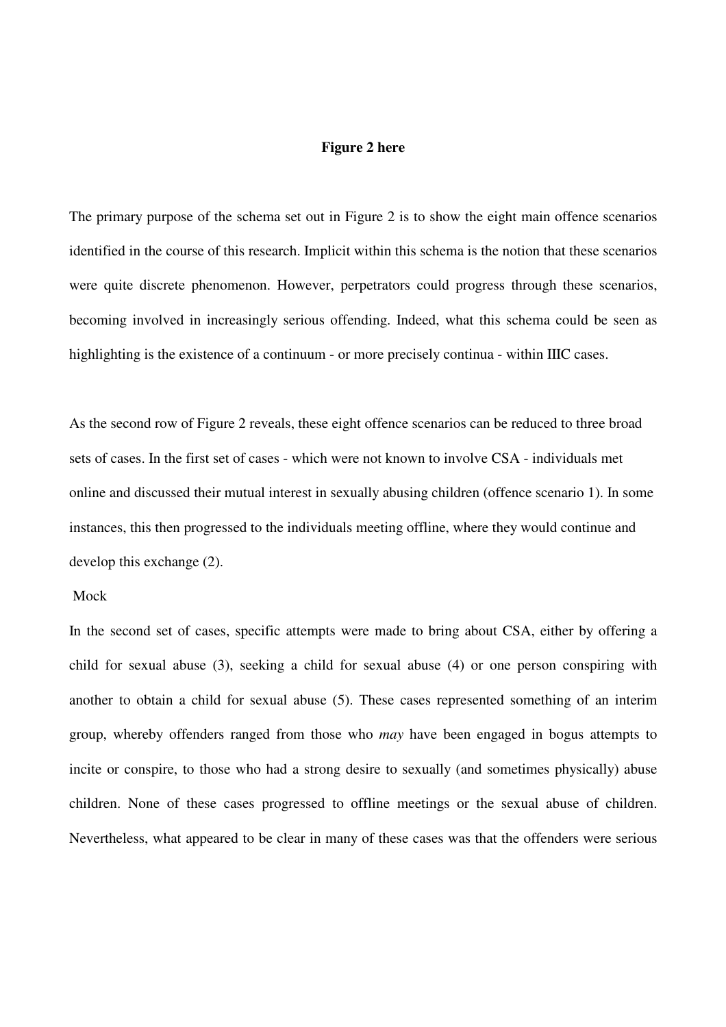**Figure 2 here**

The primary purpose of the schema set out in Figure 2 is to show the eight main offence scenarios identified in the course of this research. Implicit within this schema is the notion that these scenarios were quite discrete phenomenon. However, perpetrators could progress through these scenarios, becoming involved in increasingly serious offending. Indeed, what this schema could be seen as highlighting is the existence of a continuum - or more precisely continua - within IIIC cases.

As the second row of Figure 2 reveals, these eight offence scenarios can be reduced to three broad sets of cases. In the first set of cases - which were not known to involve CSA - individuals met online and discussed their mutual interest in sexually abusing children (offence scenario 1). In some instances, this then progressed to the individuals meeting offline, where they would continue and develop this exchange (2).

Mock

In the second set of cases, specific attempts were made to bring about CSA, either by offering a child for sexual abuse (3), seeking a child for sexual abuse (4) or one person conspiring with another to obtain a child for sexual abuse (5). These cases represented something of an interim group, whereby offenders ranged from those who *may* have been engaged in bogus attempts to incite or conspire, to those who had a strong desire to sexually (and sometimes physically) abuse children. None of these cases progressed to offline meetings or the sexual abuse of children. Nevertheless, what appeared to be clear in many of these cases was that the offenders were serious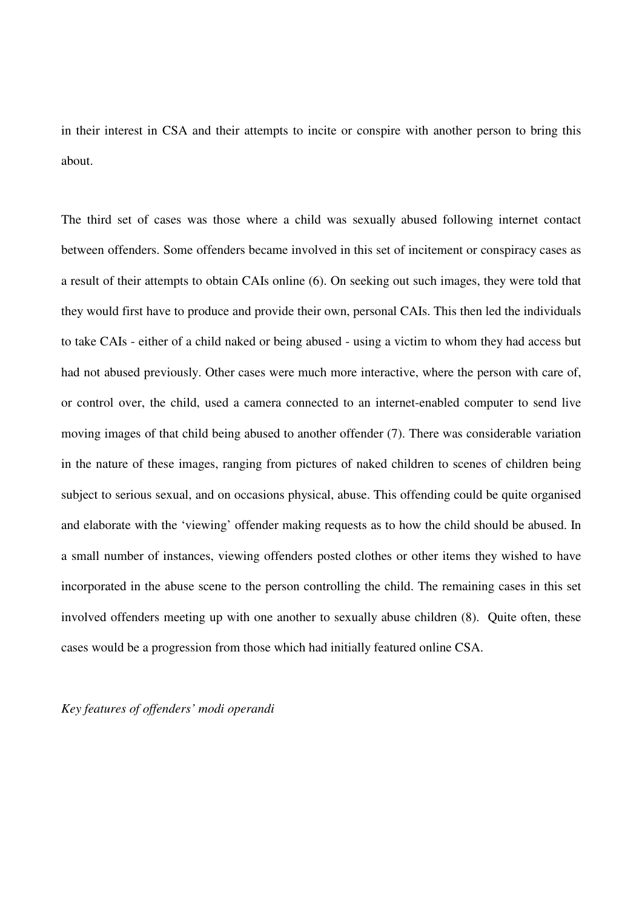in their interest in CSA and their attempts to incite or conspire with another person to bring this about.

The third set of cases was those where a child was sexually abused following internet contact between offenders. Some offenders became involved in this set of incitement or conspiracy cases as a result of their attempts to obtain CAIs online (6). On seeking out such images, they were told that they would first have to produce and provide their own, personal CAIs. This then led the individuals to take CAIs - either of a child naked or being abused - using a victim to whom they had access but had not abused previously. Other cases were much more interactive, where the person with care of, or control over, the child, used a camera connected to an internet-enabled computer to send live moving images of that child being abused to another offender (7). There was considerable variation in the nature of these images, ranging from pictures of naked children to scenes of children being subject to serious sexual, and on occasions physical, abuse. This offending could be quite organised and elaborate with the 'viewing' offender making requests as to how the child should be abused. In a small number of instances, viewing offenders posted clothes or other items they wished to have incorporated in the abuse scene to the person controlling the child. The remaining cases in this set involved offenders meeting up with one another to sexually abuse children (8). Quite often, these cases would be a progression from those which had initially featured online CSA.

*Key features of offenders' modi operandi*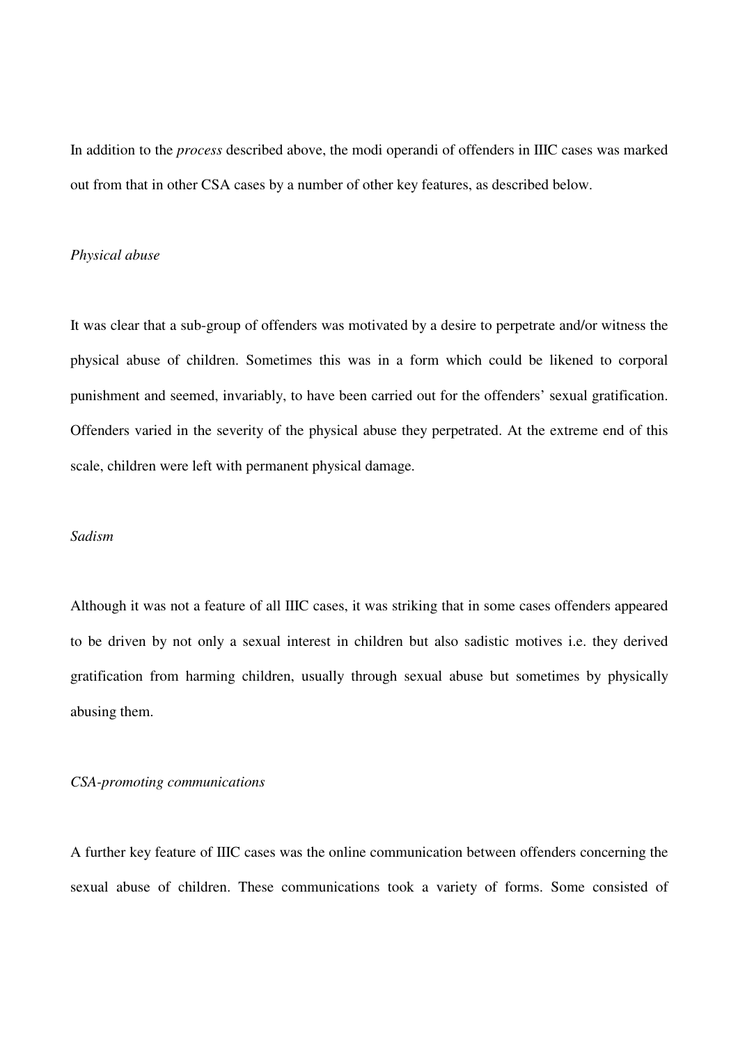In addition to the *process* described above, the modi operandi of offenders in IIIC cases was marked out from that in other CSA cases by a number of other key features, as described below.

*Physical abuse*

It was clear that a sub-group of offenders was motivated by a desire to perpetrate and/or witness the physical abuse of children. Sometimes this was in a form which could be likened to corporal punishment and seemed, invariably, to have been carried out for the offenders' sexual gratification. Offenders varied in the severity of the physical abuse they perpetrated. At the extreme end of this scale, children were left with permanent physical damage.

*Sadism*

Although it was not a feature of all IIIC cases, it was striking that in some cases offenders appeared to be driven by not only a sexual interest in children but also sadistic motives i.e. they derived gratification from harming children, usually through sexual abuse but sometimes by physically abusing them.

*CSA-promoting communications*

A further key feature of IIIC cases was the online communication between offenders concerning the sexual abuse of children. These communications took a variety of forms. Some consisted of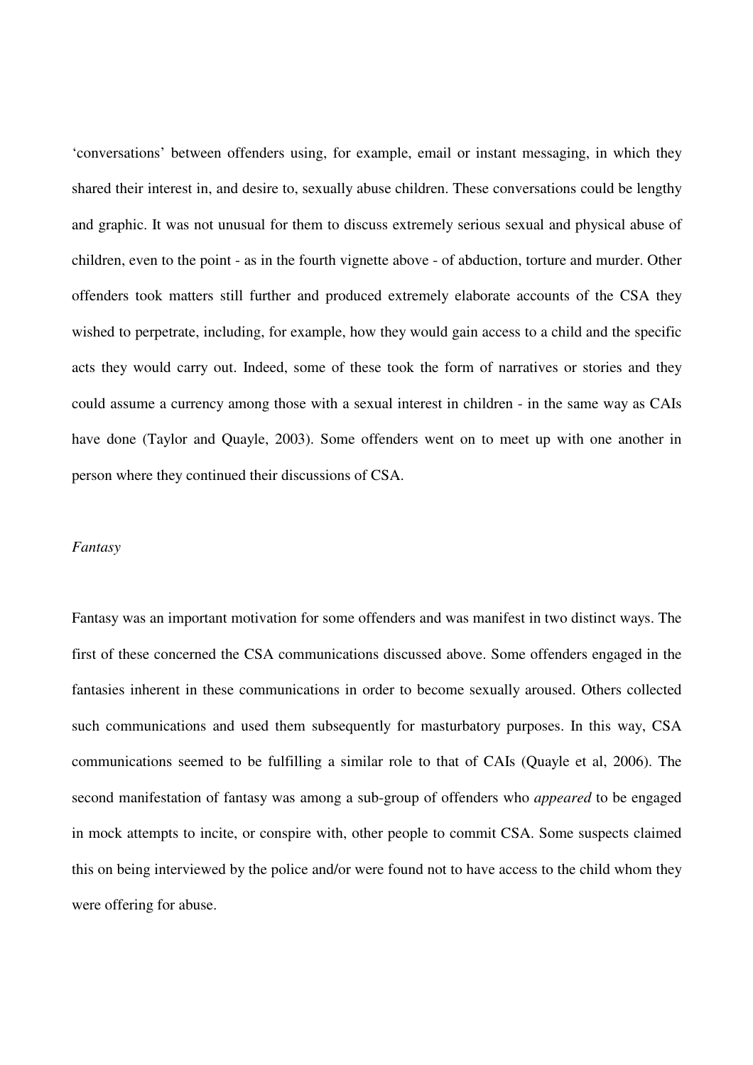'conversations' between offenders using, for example, email or instant messaging, in which they shared their interest in, and desire to, sexually abuse children. These conversations could be lengthy and graphic. It was not unusual for them to discuss extremely serious sexual and physical abuse of children, even to the point - as in the fourth vignette above - of abduction, torture and murder. Other offenders took matters still further and produced extremely elaborate accounts of the CSA they wished to perpetrate, including, for example, how they would gain access to a child and the specific acts they would carry out. Indeed, some of these took the form of narratives or stories and they could assume a currency among those with a sexual interest in children - in the same way as CAIs have done (Taylor and Quayle, 2003). Some offenders went on to meet up with one another in person where they continued their discussions of CSA.

*Fantasy*

Fantasy was an important motivation for some offenders and was manifest in two distinct ways. The first of these concerned the CSA communications discussed above. Some offenders engaged in the fantasies inherent in these communications in order to become sexually aroused. Others collected such communications and used them subsequently for masturbatory purposes. In this way, CSA communications seemed to be fulfilling a similar role to that of CAIs (Quayle et al, 2006). The second manifestation of fantasy was among a sub-group of offenders who *appeared* to be engaged in mock attempts to incite, or conspire with, other people to commit CSA. Some suspects claimed this on being interviewed by the police and/or were found not to have access to the child whom they were offering for abuse.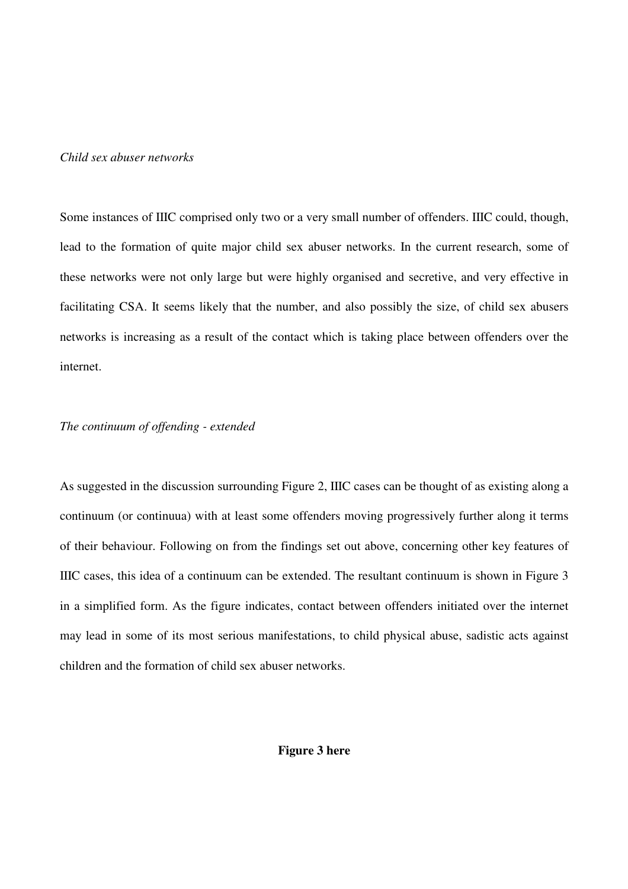*Child sex abuser networks*

Some instances of IIIC comprised only two or a very small number of offenders. IIIC could, though, lead to the formation of quite major child sex abuser networks. In the current research, some of these networks were not only large but were highly organised and secretive, and very effective in facilitating CSA. It seems likely that the number, and also possibly the size, of child sex abusers networks is increasing as a result of the contact which is taking place between offenders over the internet.

*The continuum of offending - extended*

As suggested in the discussion surrounding Figure 2, IIIC cases can be thought of as existing along a continuum (or continuua) with at least some offenders moving progressively further along it terms of their behaviour. Following on from the findings set out above, concerning other key features of IIIC cases, this idea of a continuum can be extended. The resultant continuum is shown in Figure 3 in a simplified form. As the figure indicates, contact between offenders initiated over the internet may lead in some of its most serious manifestations, to child physical abuse, sadistic acts against children and the formation of child sex abuser networks.

**Figure 3 here**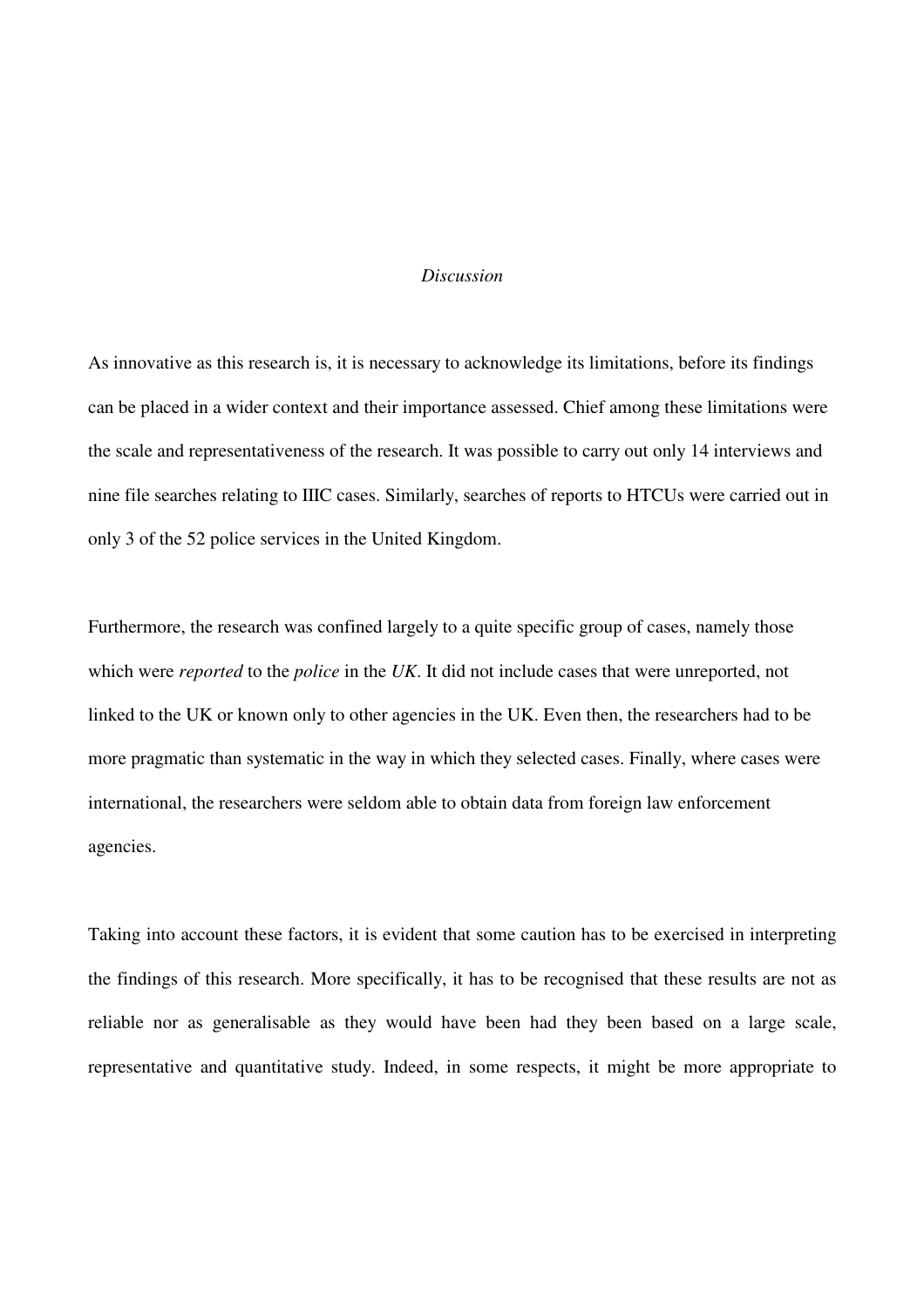## *Discussion*

As innovative as this research is, it is necessary to acknowledge its limitations, before its findings can be placed in a wider context and their importance assessed. Chief among these limitations were the scale and representativeness of the research. It was possible to carry out only 14 interviews and nine file searches relating to IIIC cases. Similarly, searches of reports to HTCUs were carried out in only 3 of the 52 police services in the United Kingdom.

Furthermore, the research was confined largely to a quite specific group of cases, namely those which were *reported* to the *police* in the *UK*. It did not include cases that were unreported, not linked to the UK or known only to other agencies in the UK. Even then, the researchers had to be more pragmatic than systematic in the way in which they selected cases. Finally, where cases were international, the researchers were seldom able to obtain data from foreign law enforcement agencies.

Taking into account these factors, it is evident that some caution has to be exercised in interpreting the findings of this research. More specifically, it has to be recognised that these results are not as reliable nor as generalisable as they would have been had they been based on a large scale, representative and quantitative study. Indeed, in some respects, it might be more appropriate to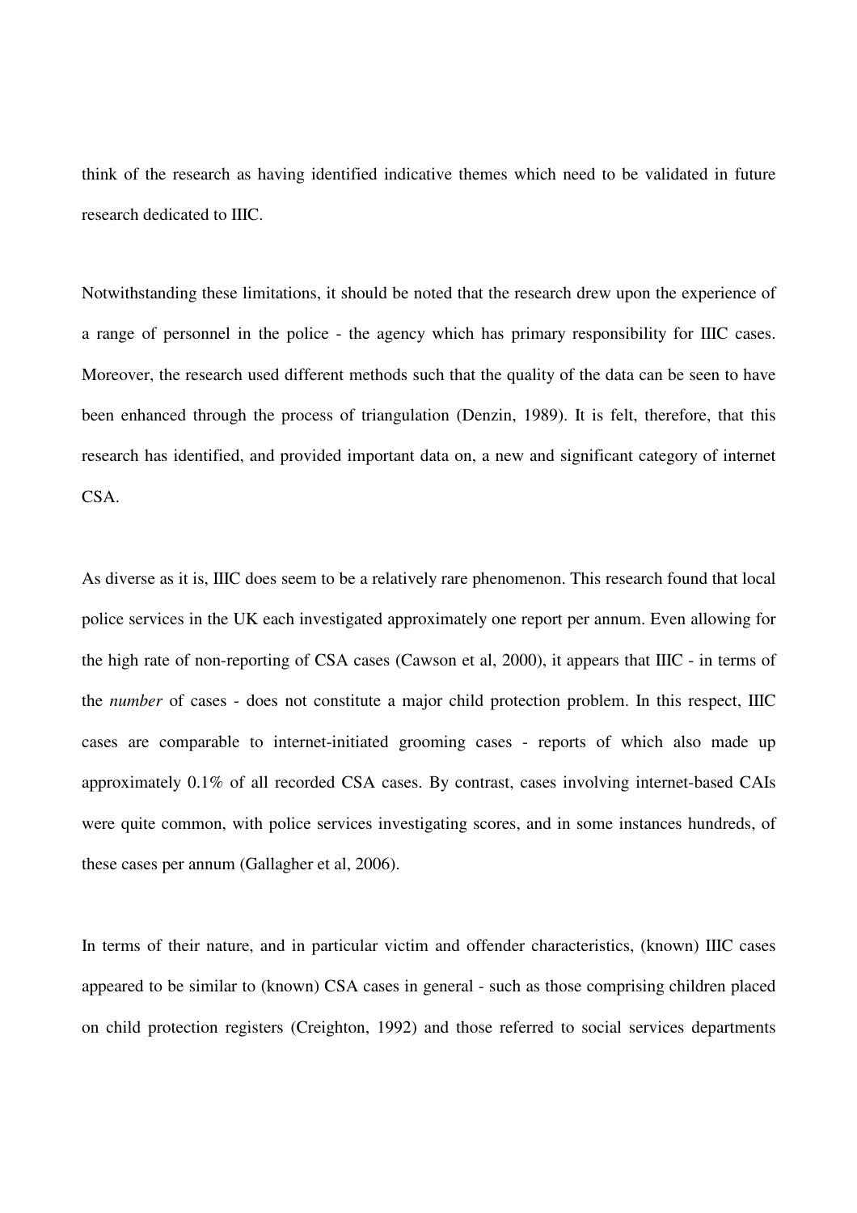think of the research as having identified indicative themes which need to be validated in future research dedicated to IIIC.

Notwithstanding these limitations, it should be noted that the research drew upon the experience of a range of personnel in the police - the agency which has primary responsibility for IIIC cases. Moreover, the research used different methods such that the quality of the data can be seen to have been enhanced through the process of triangulation (Denzin, 1989). It is felt, therefore, that this research has identified, and provided important data on, a new and significant category of internet CSA.

As diverse as it is, IIIC does seem to be a relatively rare phenomenon. This research found that local police services in the UK each investigated approximately one report per annum. Even allowing for the high rate of non-reporting of CSA cases (Cawson et al, 2000), it appears that IIIC - in terms of the *number* of cases - does not constitute a major child protection problem. In this respect, IIIC cases are comparable to internet-initiated grooming cases - reports of which also made up approximately 0.1% of all recorded CSA cases. By contrast, cases involving internet-based CAIs were quite common, with police services investigating scores, and in some instances hundreds, of these cases per annum (Gallagher et al, 2006).

In terms of their nature, and in particular victim and offender characteristics, (known) IIIC cases appeared to be similar to (known) CSA cases in general - such as those comprising children placed on child protection registers (Creighton, 1992) and those referred to social services departments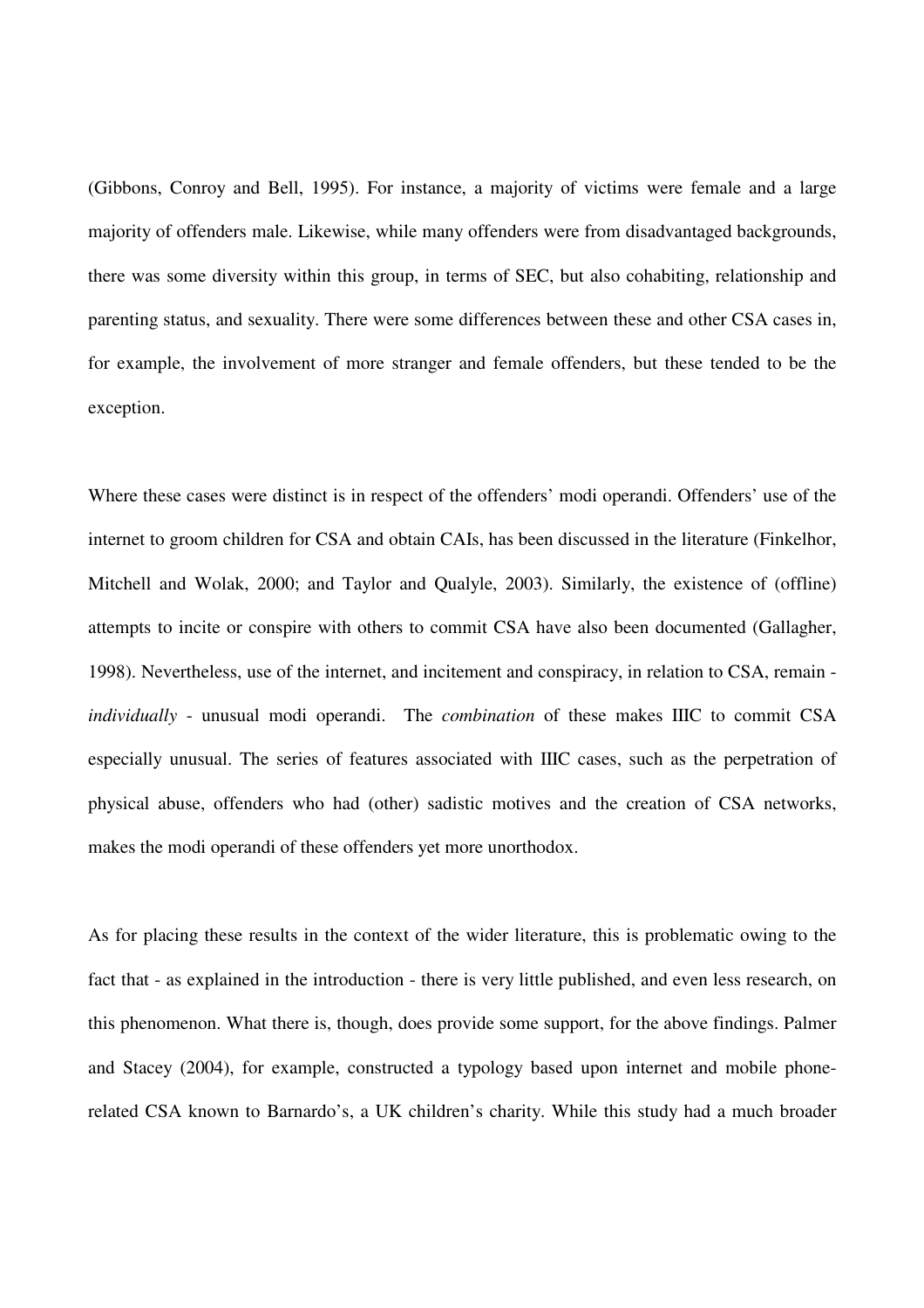(Gibbons, Conroy and Bell, 1995). For instance, a majority of victims were female and a large majority of offenders male. Likewise, while many offenders were from disadvantaged backgrounds, there was some diversity within this group, in terms of SEC, but also cohabiting, relationship and parenting status, and sexuality. There were some differences between these and other CSA cases in, for example, the involvement of more stranger and female offenders, but these tended to be the exception.

Where these cases were distinct is in respect of the offenders' modi operandi. Offenders' use of the internet to groom children for CSA and obtain CAIs, has been discussed in the literature (Finkelhor, Mitchell and Wolak, 2000; and Taylor and Qualyle, 2003). Similarly, the existence of (offline) attempts to incite or conspire with others to commit CSA have also been documented (Gallagher, 1998). Nevertheless, use of the internet, and incitement and conspiracy, in relation to CSA, remain - *individually* - unusual modi operandi. The *combination* of these makes IIIC to commit CSA especially unusual. The series of features associated with IIIC cases, such as the perpetration of physical abuse, offenders who had (other) sadistic motives and the creation of CSA networks, makes the modi operandi of these offenders yet more unorthodox.

As for placing these results in the context of the wider literature, this is problematic owing to the fact that - as explained in the introduction - there is very little published, and even less research, on this phenomenon. What there is, though, does provide some support, for the above findings. Palmer and Stacey (2004), for example, constructed a typology based upon internet and mobile phone-related CSA known to Barnardo's, a UK children's charity. While this study had a much broader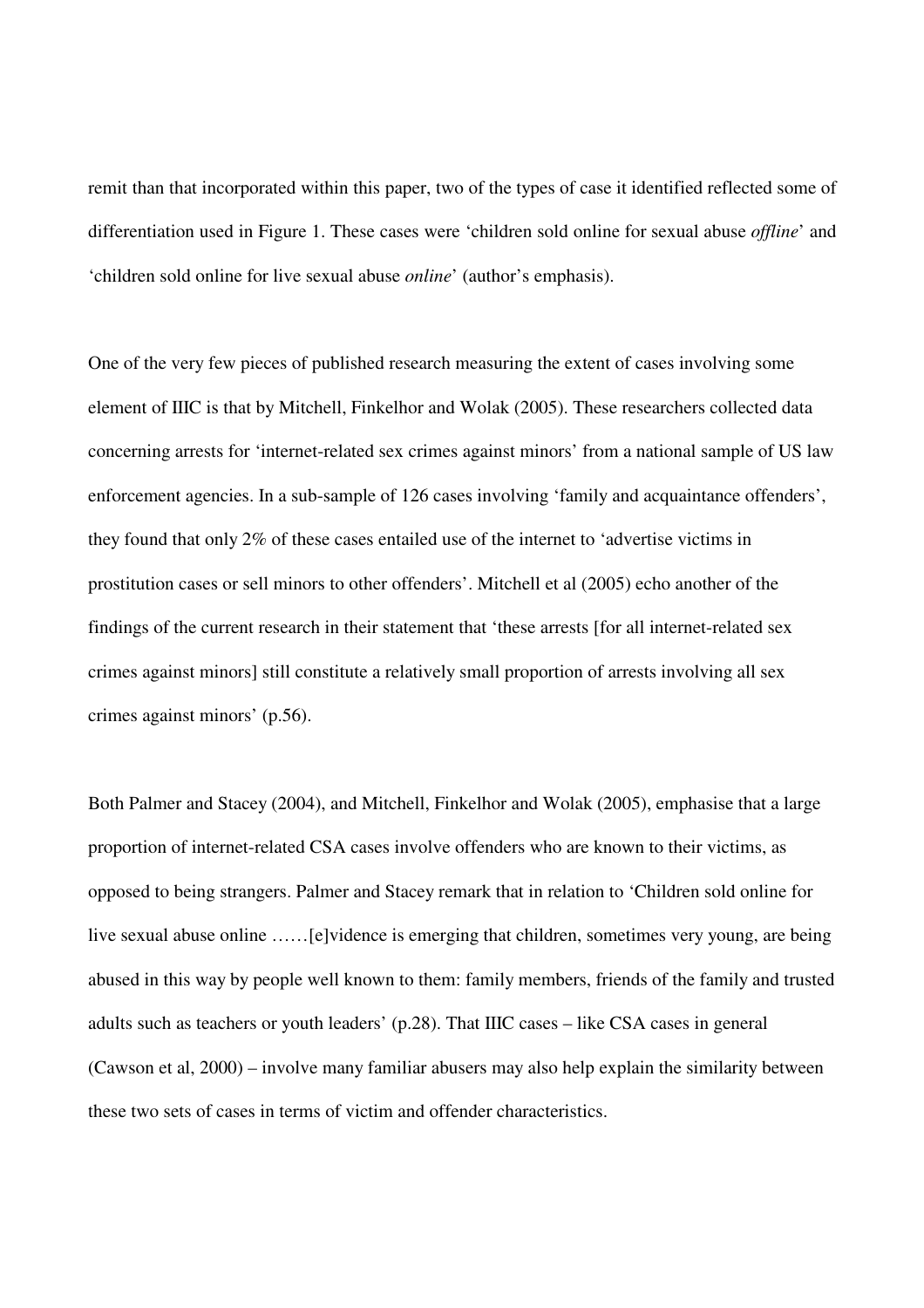remit than that incorporated within this paper, two of the types of case it identified reflected some of differentiation used in Figure 1. These cases were 'children sold online for sexual abuse *offline*' and 'children sold online for live sexual abuse *online*' (author's emphasis).

One of the very few pieces of published research measuring the extent of cases involving some element of IIIC is that by Mitchell, Finkelhor and Wolak (2005). These researchers collected data concerning arrests for 'internet-related sex crimes against minors' from a national sample of US law enforcement agencies. In a sub-sample of 126 cases involving 'family and acquaintance offenders', they found that only 2% of these cases entailed use of the internet to 'advertise victims in prostitution cases or sell minors to other offenders'. Mitchell et al (2005) echo another of the findings of the current research in their statement that 'these arrests [for all internet-related sex crimes against minors] still constitute a relatively small proportion of arrests involving all sex crimes against minors' (p.56).

Both Palmer and Stacey (2004), and Mitchell, Finkelhor and Wolak (2005), emphasise that a large proportion of internet-related CSA cases involve offenders who are known to their victims, as opposed to being strangers. Palmer and Stacey remark that in relation to 'Children sold online for live sexual abuse online ……[e]vidence is emerging that children, sometimes very young, are being abused in this way by people well known to them: family members, friends of the family and trusted adults such as teachers or youth leaders' (p.28). That IIIC cases – like CSA cases in general (Cawson et al, 2000) – involve many familiar abusers may also help explain the similarity between these two sets of cases in terms of victim and offender characteristics.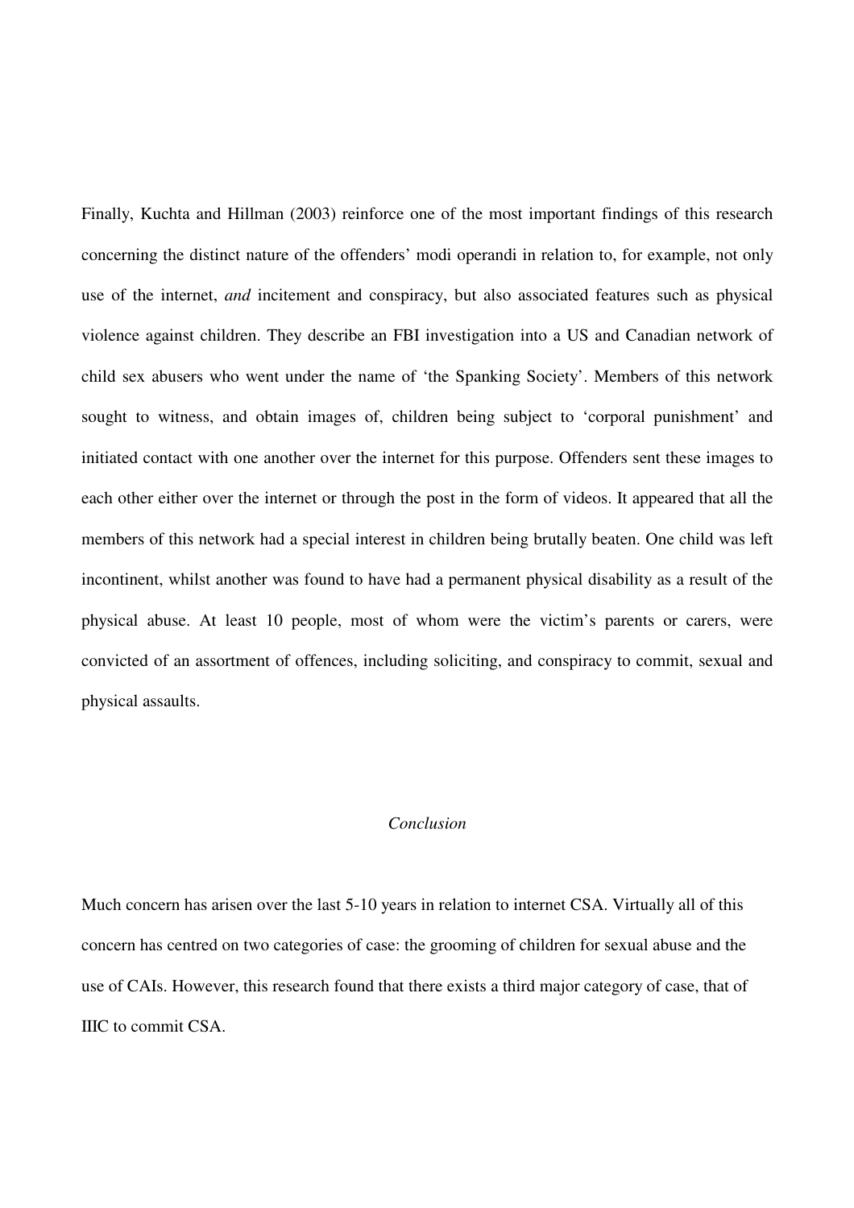Finally, Kuchta and Hillman (2003) reinforce one of the most important findings of this research concerning the distinct nature of the offenders' modi operandi in relation to, for example, not only use of the internet, *and* incitement and conspiracy, but also associated features such as physical violence against children. They describe an FBI investigation into a US and Canadian network of child sex abusers who went under the name of 'the Spanking Society'. Members of this network sought to witness, and obtain images of, children being subject to 'corporal punishment' and initiated contact with one another over the internet for this purpose. Offenders sent these images to each other either over the internet or through the post in the form of videos. It appeared that all the members of this network had a special interest in children being brutally beaten. One child was left incontinent, whilst another was found to have had a permanent physical disability as a result of the physical abuse. At least 10 people, most of whom were the victim's parents or carers, were convicted of an assortment of offences, including soliciting, and conspiracy to commit, sexual and physical assaults.

## *Conclusion*

Much concern has arisen over the last 5-10 years in relation to internet CSA. Virtually all of this concern has centred on two categories of case: the grooming of children for sexual abuse and the use of CAIs. However, this research found that there exists a third major category of case, that of IIIC to commit CSA.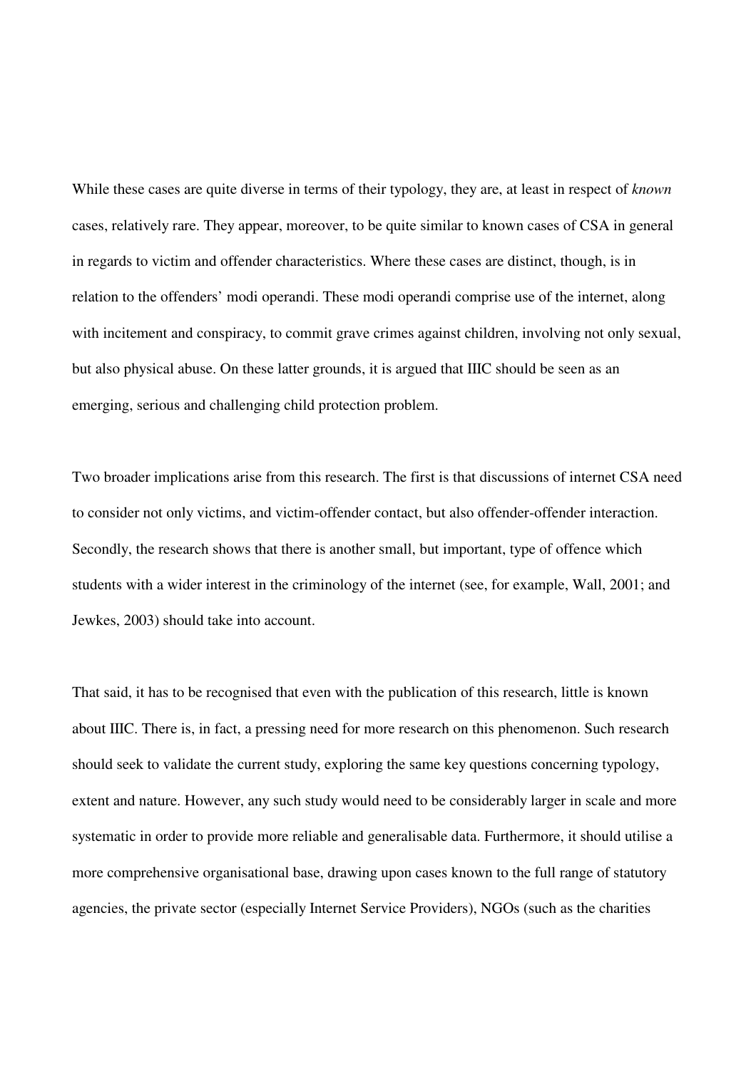While these cases are quite diverse in terms of their typology, they are, at least in respect of *known* cases, relatively rare. They appear, moreover, to be quite similar to known cases of CSA in general in regards to victim and offender characteristics. Where these cases are distinct, though, is in relation to the offenders' modi operandi. These modi operandi comprise use of the internet, along with incitement and conspiracy, to commit grave crimes against children, involving not only sexual, but also physical abuse. On these latter grounds, it is argued that IIIC should be seen as an emerging, serious and challenging child protection problem.

Two broader implications arise from this research. The first is that discussions of internet CSA need to consider not only victims, and victim-offender contact, but also offender-offender interaction. Secondly, the research shows that there is another small, but important, type of offence which students with a wider interest in the criminology of the internet (see, for example, Wall, 2001; and Jewkes, 2003) should take into account.

That said, it has to be recognised that even with the publication of this research, little is known about IIIC. There is, in fact, a pressing need for more research on this phenomenon. Such research should seek to validate the current study, exploring the same key questions concerning typology, extent and nature. However, any such study would need to be considerably larger in scale and more systematic in order to provide more reliable and generalisable data. Furthermore, it should utilise a more comprehensive organisational base, drawing upon cases known to the full range of statutory agencies, the private sector (especially Internet Service Providers), NGOs (such as the charities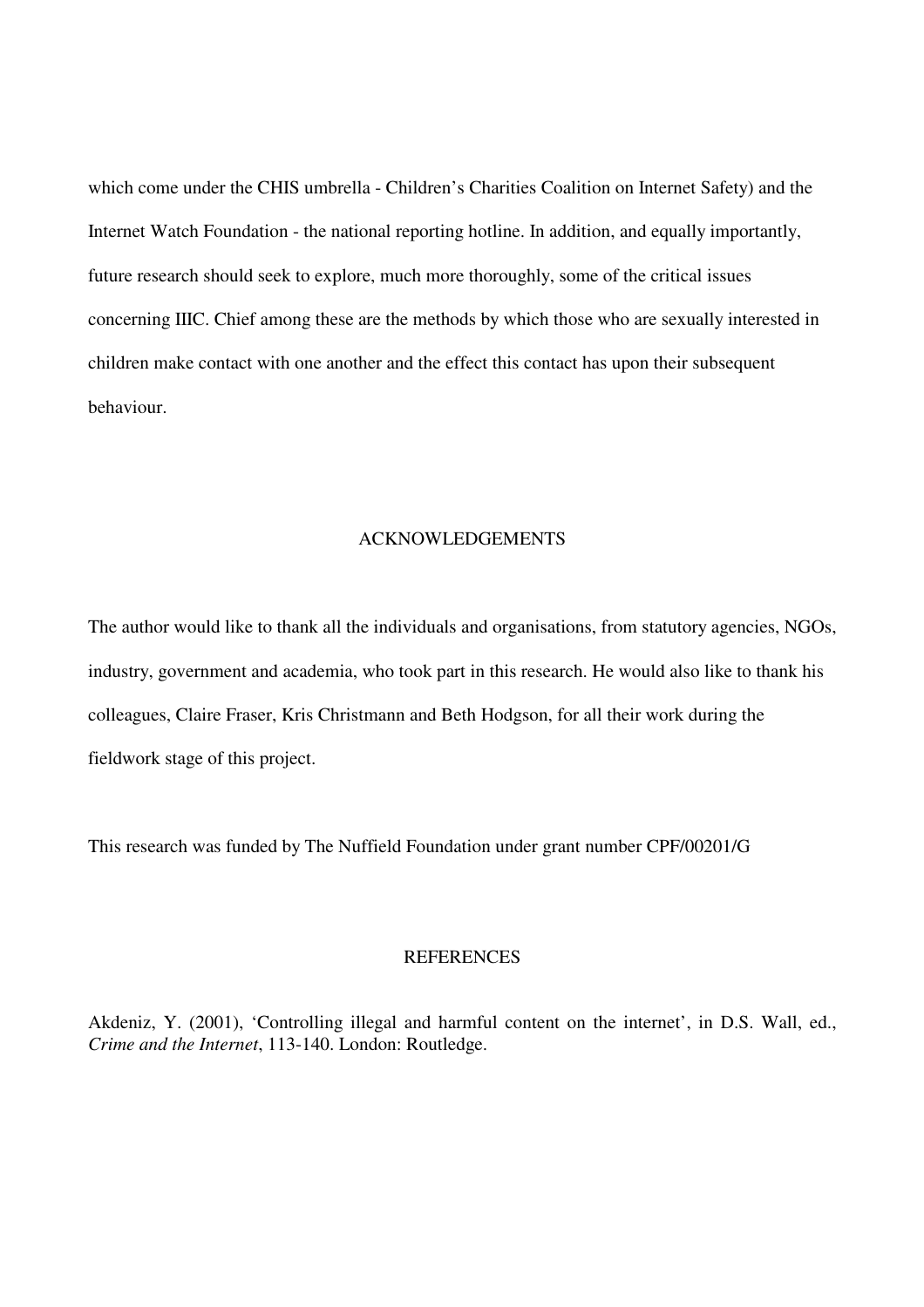which come under the CHIS umbrella - Children's Charities Coalition on Internet Safety) and the Internet Watch Foundation - the national reporting hotline. In addition, and equally importantly, future research should seek to explore, much more thoroughly, some of the critical issues concerning IIIC. Chief among these are the methods by which those who are sexually interested in children make contact with one another and the effect this contact has upon their subsequent behaviour.

## ACKNOWLEDGEMENTS

The author would like to thank all the individuals and organisations, from statutory agencies, NGOs, industry, government and academia, who took part in this research. He would also like to thank his colleagues, Claire Fraser, Kris Christmann and Beth Hodgson, for all their work during the fieldwork stage of this project.

This research was funded by The Nuffield Foundation under grant number CPF/00201/G

## REFERENCES

Akdeniz, Y. (2001), 'Controlling illegal and harmful content on the internet', in D.S. Wall, ed., *Crime and the Internet*, 113-140. London: Routledge.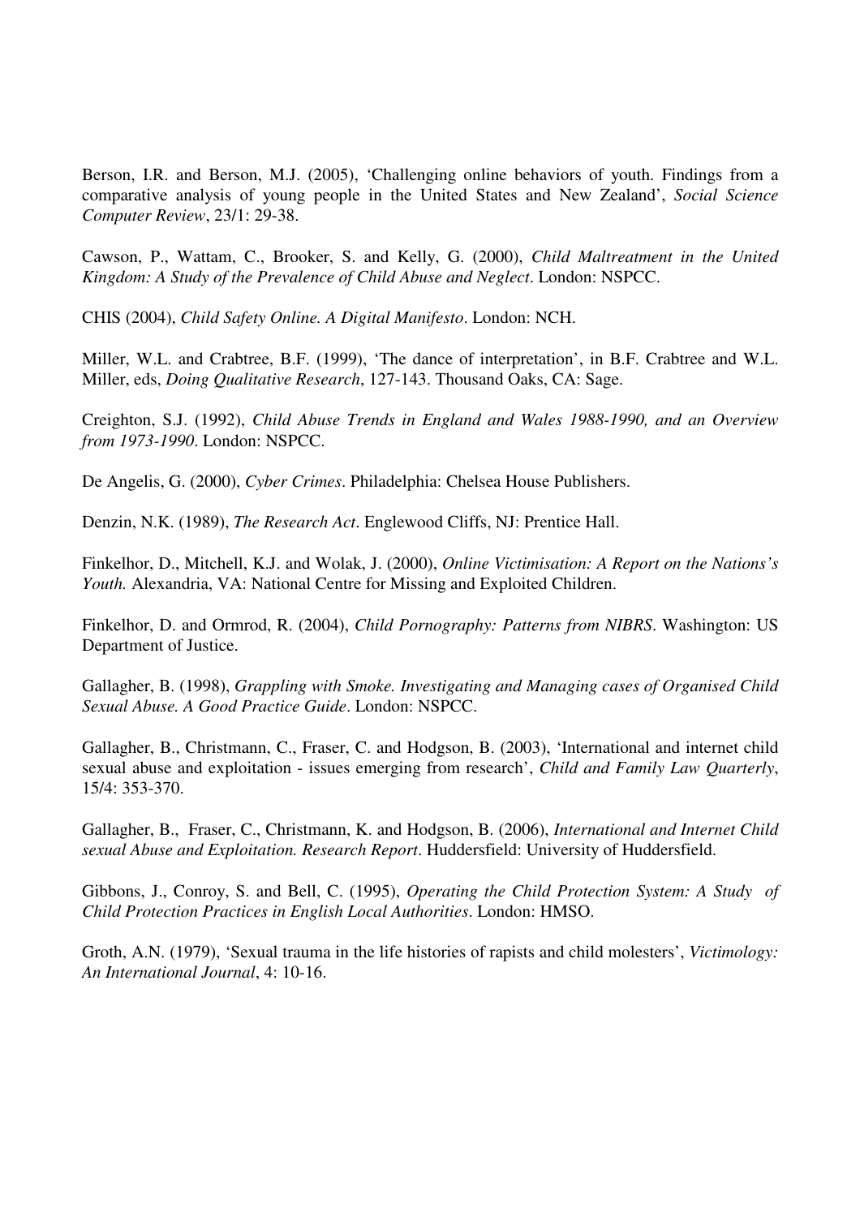Berson, I.R. and Berson, M.J. (2005), 'Challenging online behaviors of youth. Findings from a comparative analysis of young people in the United States and New Zealand', *Social Science Computer Review*, 23/1: 29-38.

Cawson, P., Wattam, C., Brooker, S. and Kelly, G. (2000), *Child Maltreatment in the United Kingdom: A Study of the Prevalence of Child Abuse and Neglect*. London: NSPCC.

CHIS (2004), *Child Safety Online. A Digital Manifesto*. London: NCH.

Miller, W.L. and Crabtree, B.F. (1999), 'The dance of interpretation', in B.F. Crabtree and W.L. Miller, eds, *Doing Qualitative Research*, 127-143. Thousand Oaks, CA: Sage.

Creighton, S.J. (1992), *Child Abuse Trends in England and Wales 1988-1990, and an Overview from 1973-1990*. London: NSPCC.

De Angelis, G. (2000), *Cyber Crimes*. Philadelphia: Chelsea House Publishers.

Denzin, N.K. (1989), *The Research Act*. Englewood Cliffs, NJ: Prentice Hall.

Finkelhor, D., Mitchell, K.J. and Wolak, J. (2000), *Online Victimisation: A Report on the Nations's Youth.* Alexandria, VA: National Centre for Missing and Exploited Children.

Finkelhor, D. and Ormrod, R. (2004), *Child Pornography: Patterns from NIBRS*. Washington: US Department of Justice.

Gallagher, B. (1998), *Grappling with Smoke. Investigating and Managing cases of Organised Child Sexual Abuse. A Good Practice Guide*. London: NSPCC.

Gallagher, B., Christmann, C., Fraser, C. and Hodgson, B. (2003), 'International and internet child sexual abuse and exploitation - issues emerging from research', *Child and Family Law Quarterly*, 15/4: 353-370.

Gallagher, B., Fraser, C., Christmann, K. and Hodgson, B. (2006), *International and Internet Child sexual Abuse and Exploitation. Research Report*. Huddersfield: University of Huddersfield.

Gibbons, J., Conroy, S. and Bell, C. (1995), *Operating the Child Protection System: A Study of Child Protection Practices in English Local Authorities*. London: HMSO.

Groth, A.N. (1979), 'Sexual trauma in the life histories of rapists and child molesters', *Victimology: An International Journal*, 4: 10-16.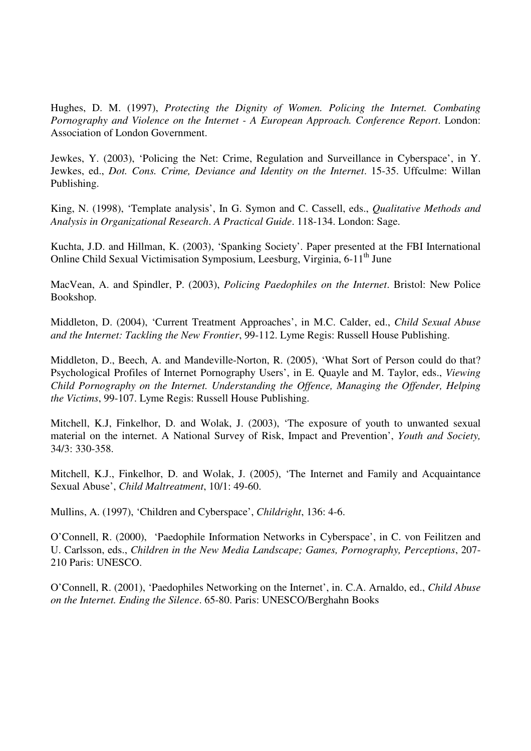Hughes, D. M. (1997), *Protecting the Dignity of Women. Policing the Internet. Combating Pornography and Violence on the Internet - A European Approach. Conference Report*. London: Association of London Government.

Jewkes, Y. (2003), 'Policing the Net: Crime, Regulation and Surveillance in Cyberspace', in Y. Jewkes, ed., *Dot. Cons. Crime, Deviance and Identity on the Internet*. 15-35. Uffculme: Willan Publishing.

King, N. (1998), 'Template analysis', In G. Symon and C. Cassell, eds., *Qualitative Methods and Analysis in Organizational Research*. *A Practical Guide*. 118-134. London: Sage.

Kuchta, J.D. and Hillman, K. (2003), 'Spanking Society'. Paper presented at the FBI International Online Child Sexual Victimisation Symposium, Leesburg, Virginia, 6-11th June

MacVean, A. and Spindler, P. (2003), *Policing Paedophiles on the Internet*. Bristol: New Police Bookshop.

Middleton, D. (2004), 'Current Treatment Approaches', in M.C. Calder, ed., *Child Sexual Abuse and the Internet: Tackling the New Frontier*, 99-112. Lyme Regis: Russell House Publishing.

Middleton, D., Beech, A. and Mandeville-Norton, R. (2005), 'What Sort of Person could do that? Psychological Profiles of Internet Pornography Users', in E. Quayle and M. Taylor, eds., *Viewing Child Pornography on the Internet. Understanding the Offence, Managing the Offender, Helping the Victims*, 99-107. Lyme Regis: Russell House Publishing.

Mitchell, K.J, Finkelhor, D. and Wolak, J. (2003), 'The exposure of youth to unwanted sexual material on the internet. A National Survey of Risk, Impact and Prevention', *Youth and Society,* 34/3: 330-358.

Mitchell, K.J., Finkelhor, D. and Wolak, J. (2005), 'The Internet and Family and Acquaintance Sexual Abuse', *Child Maltreatment*, 10/1: 49-60.

Mullins, A. (1997), 'Children and Cyberspace', *Childright*, 136: 4-6.

O'Connell, R. (2000), 'Paedophile Information Networks in Cyberspace', in C. von Feilitzen and U. Carlsson, eds., *Children in the New Media Landscape; Games, Pornography, Perceptions*, 207-210 Paris: UNESCO.

O'Connell, R. (2001), 'Paedophiles Networking on the Internet', in. C.A. Arnaldo, ed., *Child Abuse on the Internet. Ending the Silence*. 65-80. Paris: UNESCO/Berghahn Books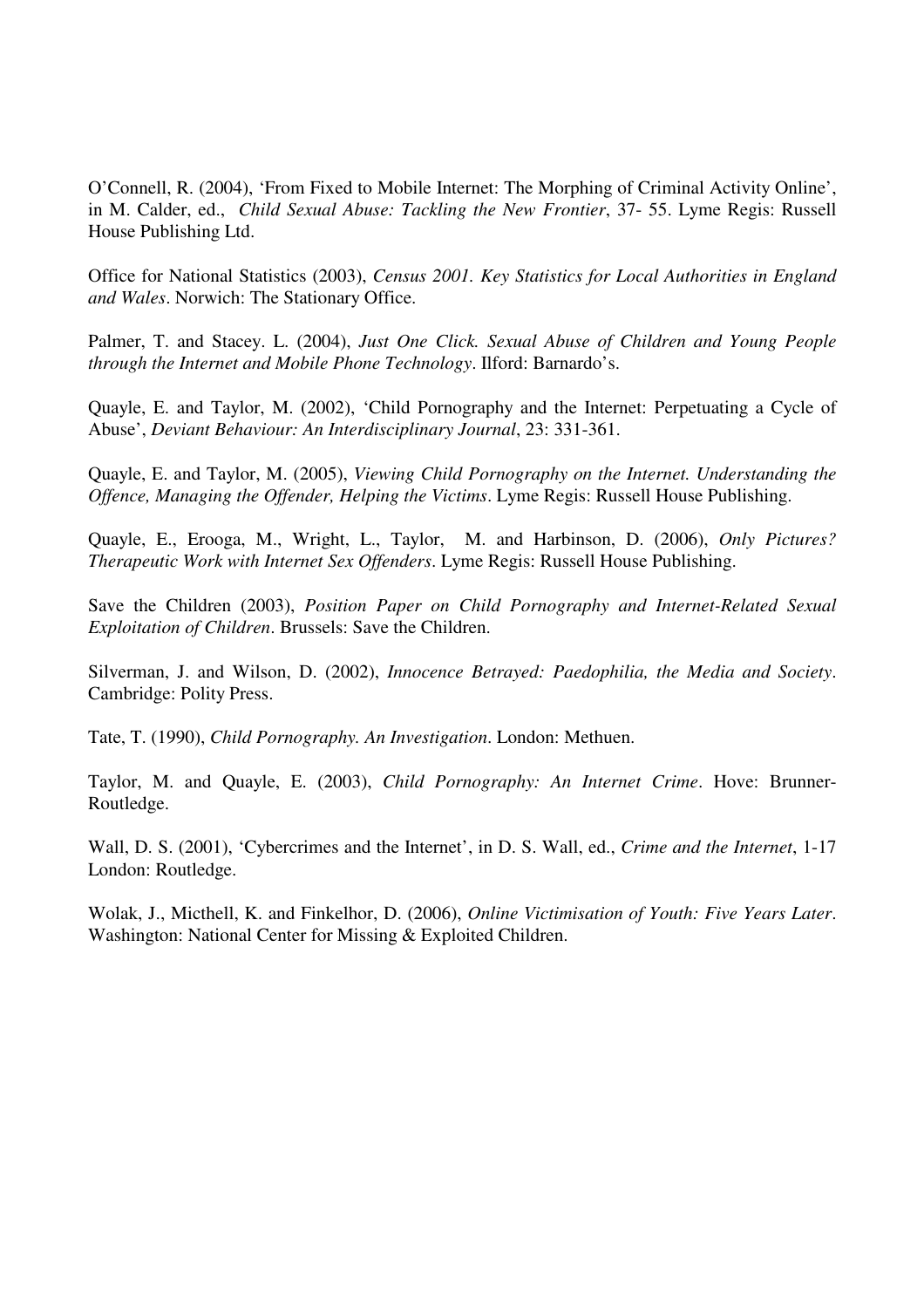O'Connell, R. (2004), 'From Fixed to Mobile Internet: The Morphing of Criminal Activity Online', in M. Calder, ed., *Child Sexual Abuse: Tackling the New Frontier*, 37- 55. Lyme Regis: Russell House Publishing Ltd.

Office for National Statistics (2003), *Census 2001. Key Statistics for Local Authorities in England and Wales*. Norwich: The Stationary Office.

Palmer, T. and Stacey. L. (2004), *Just One Click. Sexual Abuse of Children and Young People through the Internet and Mobile Phone Technology*. Ilford: Barnardo's.

Quayle, E. and Taylor, M. (2002), 'Child Pornography and the Internet: Perpetuating a Cycle of Abuse', *Deviant Behaviour: An Interdisciplinary Journal*, 23: 331-361.

Quayle, E. and Taylor, M. (2005), *Viewing Child Pornography on the Internet. Understanding the Offence, Managing the Offender, Helping the Victims*. Lyme Regis: Russell House Publishing.

Quayle, E., Erooga, M., Wright, L., Taylor, M. and Harbinson, D. (2006), *Only Pictures? Therapeutic Work with Internet Sex Offenders*. Lyme Regis: Russell House Publishing.

Save the Children (2003), *Position Paper on Child Pornography and Internet-Related Sexual Exploitation of Children*. Brussels: Save the Children.

Silverman, J. and Wilson, D. (2002), *Innocence Betrayed: Paedophilia, the Media and Society*. Cambridge: Polity Press.

Tate, T. (1990), *Child Pornography. An Investigation*. London: Methuen.

Taylor, M. and Quayle, E. (2003), *Child Pornography: An Internet Crime*. Hove: Brunner-Routledge.

Wall, D. S. (2001), 'Cybercrimes and the Internet', in D. S. Wall, ed., *Crime and the Internet*, 1-17 London: Routledge.

Wolak, J., Micthell, K. and Finkelhor, D. (2006), *Online Victimisation of Youth: Five Years Later*. Washington: National Center for Missing & Exploited Children.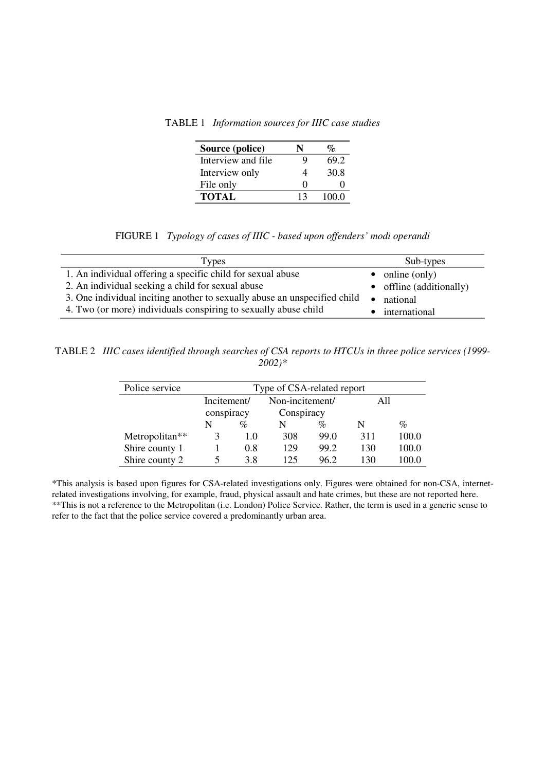TABLE 1 *Information sources for IIIC case studies*

| Source (police) | N | % |
|---|---|---|
| Interview and file | 9 | 69.2 |
| Interview only | 4 | 30.8 |
| File only | 0 | 0 |
| **TOTAL** | 13 | 100.0 |

FIGURE 1 *Typology of cases of IIIC - based upon offenders' modi operandi*

| Types | Sub-types |
|---|---|
| 1. An individual offering a specific child for sexual abuse | • online (only) |
| 2. An individual seeking a child for sexual abuse | • offline (additionally) |
| 3. One individual inciting another to sexually abuse an unspecified child | • national |
| 4. Two (or more) individuals conspiring to sexually abuse child | • international |

TABLE 2 *IIIC cases identified through searches of CSA reports to HTCUs in three police services (1999-2002)\**

| Police service | Type of CSA-related report | | | | | |
|---|---|---|---|---|---|---|
| | Incitement/ conspiracy | | Non-incitement/ Conspiracy | | All | |
| | N | % | N | % | N | % |
| Metropolitan** | 3 | 1.0 | 308 | 99.0 | 311 | 100.0 |
| Shire county 1 | 1 | 0.8 | 129 | 99.2 | 130 | 100.0 |
| Shire county 2 | 5 | 3.8 | 125 | 96.2 | 130 | 100.0 |

*This analysis is based upon figures for CSA-related investigations only. Figures were obtained for non-CSA, internet-related investigations involving, for example, fraud, physical assault and hate crimes, but these are not reported here.
**This is not a reference to the Metropolitan (i.e. London) Police Service. Rather, the term is used in a generic sense to refer to the fact that the police service covered a predominantly urban area.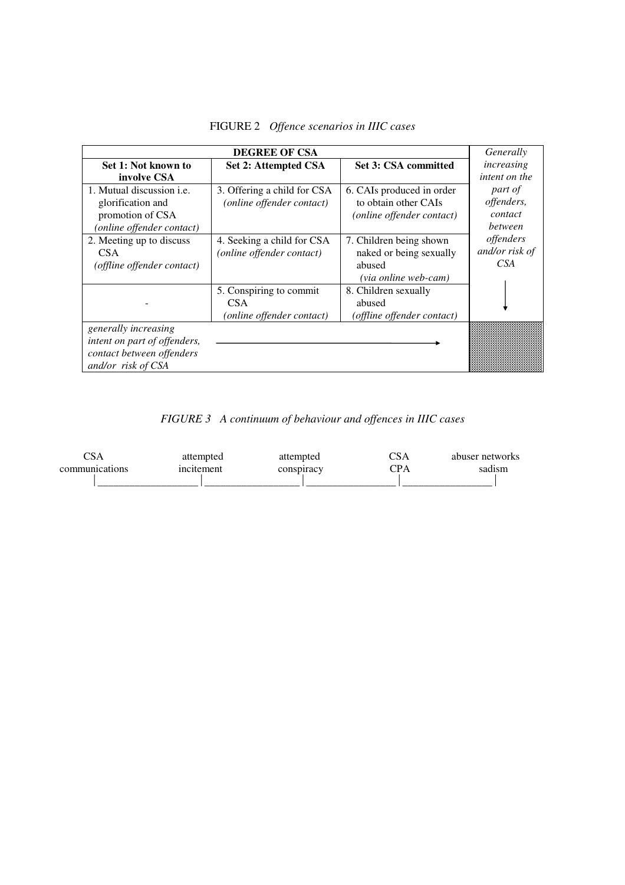FIGURE 2 *Offence scenarios in IIIC cases*

| DEGREE OF CSA | | | *Generally increasing intent on the part of offenders, contact between offenders and/or risk of CSA* |
|---|---|---|---|
| **Set 1: Not known to involve CSA** | **Set 2: Attempted CSA** | **Set 3: CSA committed** | |
| 1. Mutual discussion i.e. glorification and promotion of CSA *(online offender contact)* | 3. Offering a child for CSA *(online offender contact)* | 6. CAIs produced in order to obtain other CAIs *(online offender contact)* | |
| 2. Meeting up to discuss CSA *(offline offender contact)* | 4. Seeking a child for CSA *(online offender contact)* | 7. Children being shown naked or being sexually abused *(via online web-cam)* | |
| - | 5. Conspiring to commit CSA *(online offender contact)* | 8. Children sexually abused *(offline offender contact)* | ↓ |
| *generally increasing intent on part of offenders, contact between offenders and/or risk of CSA* | → | | |

*FIGURE 3 A continuum of behaviour and offences in IIIC cases*

CSA communications

attempted incitement

attempted conspiracy

CSA CPA

abuser networks sadism